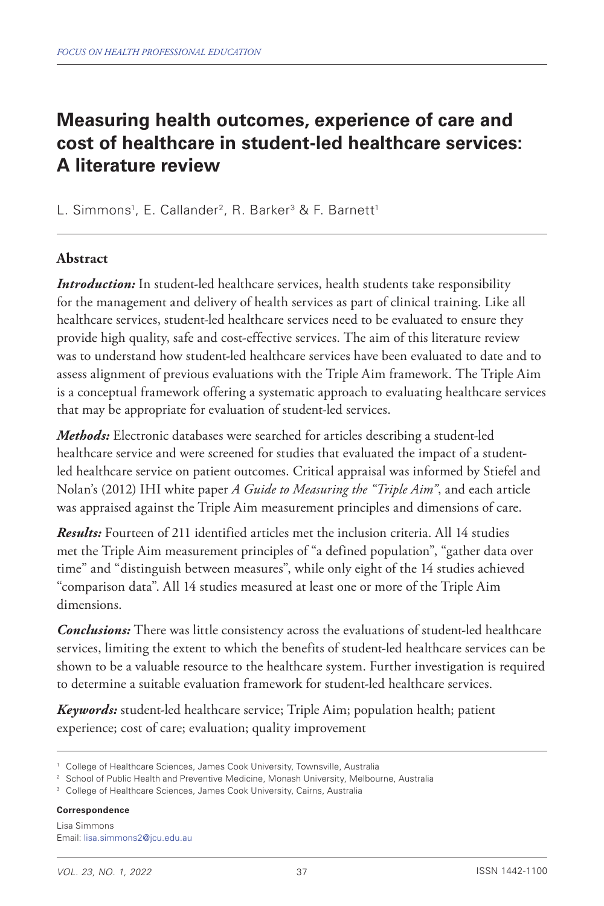# Measuring health outcomes, experience of care and cost of healthcare in student-led healthcare services: A literature review

L. Simmons[1], E. Callander[2], R. Barker[3] & F. Barnett[1]

## Abstract

***Introduction:*** In student-led healthcare services, health students take responsibility for the management and delivery of health services as part of clinical training. Like all healthcare services, student-led healthcare services need to be evaluated to ensure they provide high quality, safe and cost-effective services. The aim of this literature review was to understand how student-led healthcare services have been evaluated to date and to assess alignment of previous evaluations with the Triple Aim framework. The Triple Aim is a conceptual framework offering a systematic approach to evaluating healthcare services that may be appropriate for evaluation of student-led services.

***Methods:*** Electronic databases were searched for articles describing a student-led healthcare service and were screened for studies that evaluated the impact of a student-led healthcare service on patient outcomes. Critical appraisal was informed by Stiefel and Nolan's (2012) IHI white paper *A Guide to Measuring the "Triple Aim"*, and each article was appraised against the Triple Aim measurement principles and dimensions of care.

***Results:*** Fourteen of 211 identified articles met the inclusion criteria. All 14 studies met the Triple Aim measurement principles of "a defined population", "gather data over time" and "distinguish between measures", while only eight of the 14 studies achieved "comparison data". All 14 studies measured at least one or more of the Triple Aim dimensions.

***Conclusions:*** There was little consistency across the evaluations of student-led healthcare services, limiting the extent to which the benefits of student-led healthcare services can be shown to be a valuable resource to the healthcare system. Further investigation is required to determine a suitable evaluation framework for student-led healthcare services.

***Keywords:*** student-led healthcare service; Triple Aim; population health; patient experience; cost of care; evaluation; quality improvement

[1] College of Healthcare Sciences, James Cook University, Townsville, Australia
[2] School of Public Health and Preventive Medicine, Monash University, Melbourne, Australia
[3] College of Healthcare Sciences, James Cook University, Cairns, Australia

**Correspondence**

Lisa Simmons
Email: lisa.simmons2@jcu.edu.au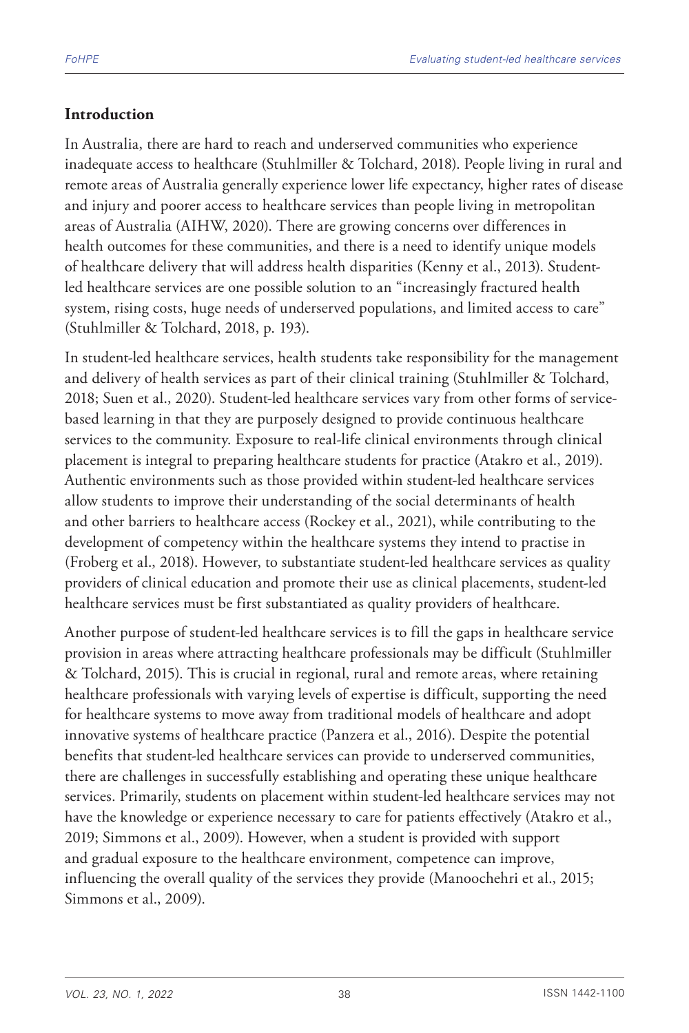## Introduction

In Australia, there are hard to reach and underserved communities who experience inadequate access to healthcare (Stuhlmiller & Tolchard, 2018). People living in rural and remote areas of Australia generally experience lower life expectancy, higher rates of disease and injury and poorer access to healthcare services than people living in metropolitan areas of Australia (AIHW, 2020). There are growing concerns over differences in health outcomes for these communities, and there is a need to identify unique models of healthcare delivery that will address health disparities (Kenny et al., 2013). Student-led healthcare services are one possible solution to an "increasingly fractured health system, rising costs, huge needs of underserved populations, and limited access to care" (Stuhlmiller & Tolchard, 2018, p. 193).

In student-led healthcare services, health students take responsibility for the management and delivery of health services as part of their clinical training (Stuhlmiller & Tolchard, 2018; Suen et al., 2020). Student-led healthcare services vary from other forms of service-based learning in that they are purposely designed to provide continuous healthcare services to the community. Exposure to real-life clinical environments through clinical placement is integral to preparing healthcare students for practice (Atakro et al., 2019). Authentic environments such as those provided within student-led healthcare services allow students to improve their understanding of the social determinants of health and other barriers to healthcare access (Rockey et al., 2021), while contributing to the development of competency within the healthcare systems they intend to practise in (Froberg et al., 2018). However, to substantiate student-led healthcare services as quality providers of clinical education and promote their use as clinical placements, student-led healthcare services must be first substantiated as quality providers of healthcare.

Another purpose of student-led healthcare services is to fill the gaps in healthcare service provision in areas where attracting healthcare professionals may be difficult (Stuhlmiller & Tolchard, 2015). This is crucial in regional, rural and remote areas, where retaining healthcare professionals with varying levels of expertise is difficult, supporting the need for healthcare systems to move away from traditional models of healthcare and adopt innovative systems of healthcare practice (Panzera et al., 2016). Despite the potential benefits that student-led healthcare services can provide to underserved communities, there are challenges in successfully establishing and operating these unique healthcare services. Primarily, students on placement within student-led healthcare services may not have the knowledge or experience necessary to care for patients effectively (Atakro et al., 2019; Simmons et al., 2009). However, when a student is provided with support and gradual exposure to the healthcare environment, competence can improve, influencing the overall quality of the services they provide (Manoochehri et al., 2015; Simmons et al., 2009).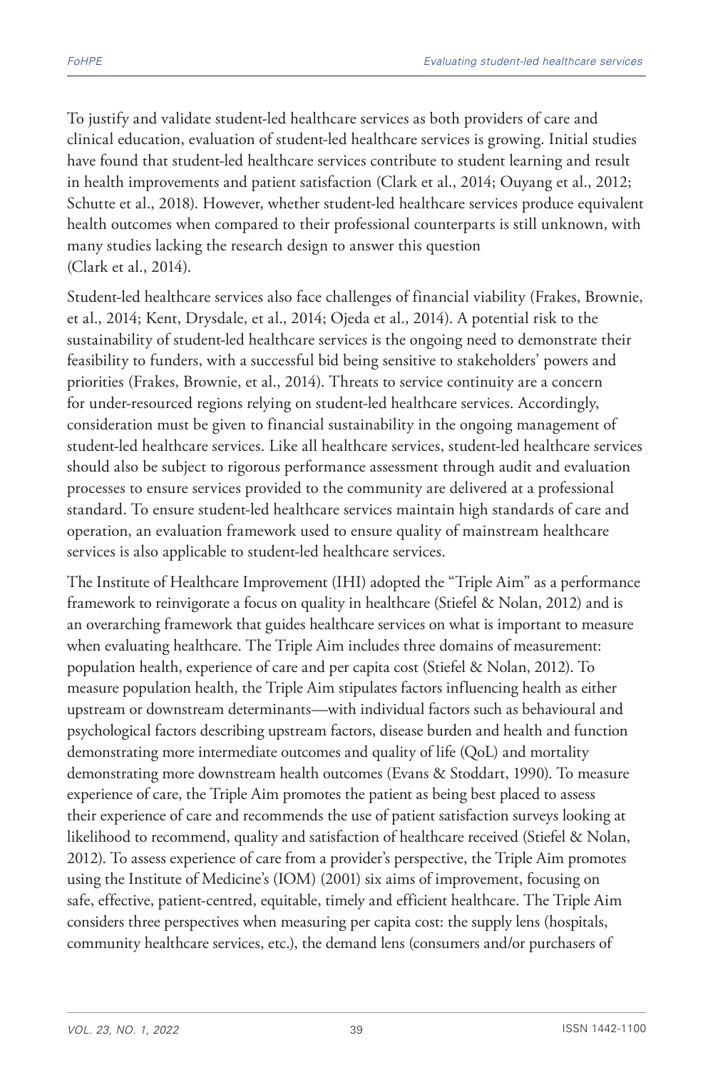To justify and validate student-led healthcare services as both providers of care and clinical education, evaluation of student-led healthcare services is growing. Initial studies have found that student-led healthcare services contribute to student learning and result in health improvements and patient satisfaction (Clark et al., 2014; Ouyang et al., 2012; Schutte et al., 2018). However, whether student-led healthcare services produce equivalent health outcomes when compared to their professional counterparts is still unknown, with many studies lacking the research design to answer this question (Clark et al., 2014).

Student-led healthcare services also face challenges of financial viability (Frakes, Brownie, et al., 2014; Kent, Drysdale, et al., 2014; Ojeda et al., 2014). A potential risk to the sustainability of student-led healthcare services is the ongoing need to demonstrate their feasibility to funders, with a successful bid being sensitive to stakeholders' powers and priorities (Frakes, Brownie, et al., 2014). Threats to service continuity are a concern for under-resourced regions relying on student-led healthcare services. Accordingly, consideration must be given to financial sustainability in the ongoing management of student-led healthcare services. Like all healthcare services, student-led healthcare services should also be subject to rigorous performance assessment through audit and evaluation processes to ensure services provided to the community are delivered at a professional standard. To ensure student-led healthcare services maintain high standards of care and operation, an evaluation framework used to ensure quality of mainstream healthcare services is also applicable to student-led healthcare services.

The Institute of Healthcare Improvement (IHI) adopted the "Triple Aim" as a performance framework to reinvigorate a focus on quality in healthcare (Stiefel & Nolan, 2012) and is an overarching framework that guides healthcare services on what is important to measure when evaluating healthcare. The Triple Aim includes three domains of measurement: population health, experience of care and per capita cost (Stiefel & Nolan, 2012). To measure population health, the Triple Aim stipulates factors influencing health as either upstream or downstream determinants—with individual factors such as behavioural and psychological factors describing upstream factors, disease burden and health and function demonstrating more intermediate outcomes and quality of life (QoL) and mortality demonstrating more downstream health outcomes (Evans & Stoddart, 1990). To measure experience of care, the Triple Aim promotes the patient as being best placed to assess their experience of care and recommends the use of patient satisfaction surveys looking at likelihood to recommend, quality and satisfaction of healthcare received (Stiefel & Nolan, 2012). To assess experience of care from a provider's perspective, the Triple Aim promotes using the Institute of Medicine's (IOM) (2001) six aims of improvement, focusing on safe, effective, patient-centred, equitable, timely and efficient healthcare. The Triple Aim considers three perspectives when measuring per capita cost: the supply lens (hospitals, community healthcare services, etc.), the demand lens (consumers and/or purchasers of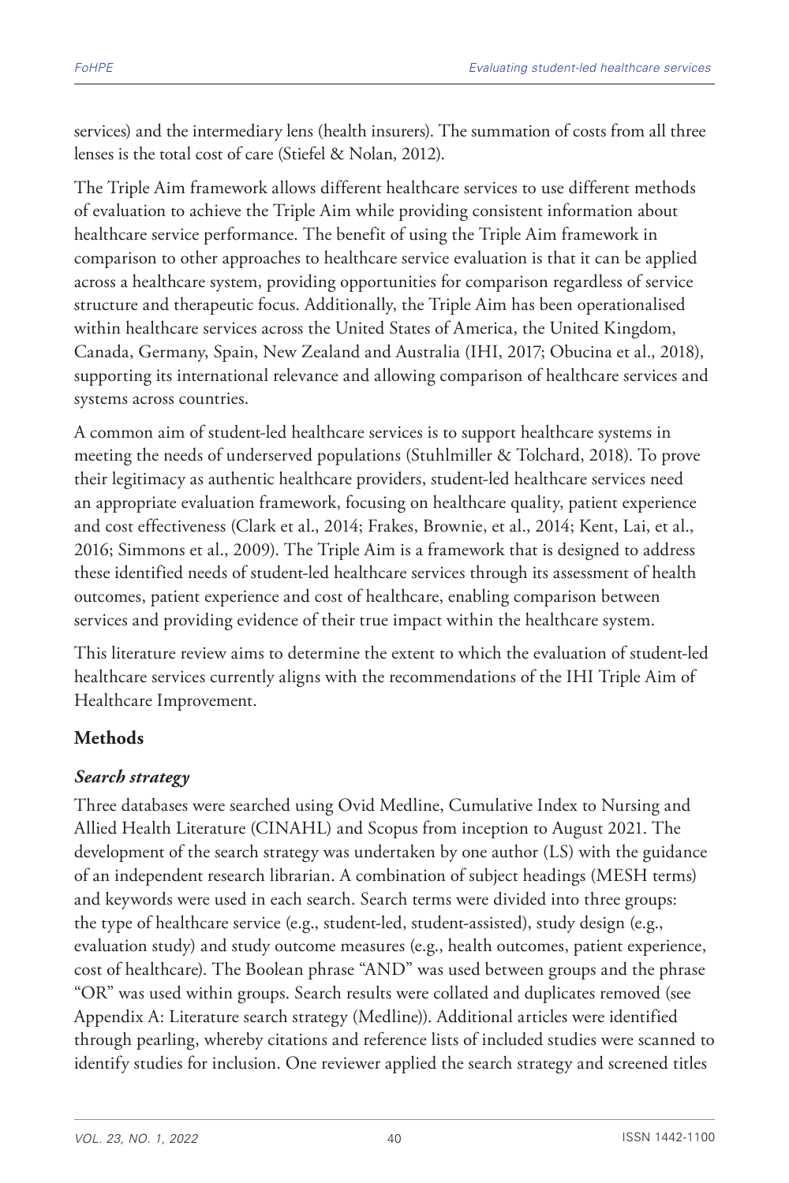services) and the intermediary lens (health insurers). The summation of costs from all three lenses is the total cost of care (Stiefel & Nolan, 2012).

The Triple Aim framework allows different healthcare services to use different methods of evaluation to achieve the Triple Aim while providing consistent information about healthcare service performance. The benefit of using the Triple Aim framework in comparison to other approaches to healthcare service evaluation is that it can be applied across a healthcare system, providing opportunities for comparison regardless of service structure and therapeutic focus. Additionally, the Triple Aim has been operationalised within healthcare services across the United States of America, the United Kingdom, Canada, Germany, Spain, New Zealand and Australia (IHI, 2017; Obucina et al., 2018), supporting its international relevance and allowing comparison of healthcare services and systems across countries.

A common aim of student-led healthcare services is to support healthcare systems in meeting the needs of underserved populations (Stuhlmiller & Tolchard, 2018). To prove their legitimacy as authentic healthcare providers, student-led healthcare services need an appropriate evaluation framework, focusing on healthcare quality, patient experience and cost effectiveness (Clark et al., 2014; Frakes, Brownie, et al., 2014; Kent, Lai, et al., 2016; Simmons et al., 2009). The Triple Aim is a framework that is designed to address these identified needs of student-led healthcare services through its assessment of health outcomes, patient experience and cost of healthcare, enabling comparison between services and providing evidence of their true impact within the healthcare system.

This literature review aims to determine the extent to which the evaluation of student-led healthcare services currently aligns with the recommendations of the IHI Triple Aim of Healthcare Improvement.

## Methods

### *Search strategy*

Three databases were searched using Ovid Medline, Cumulative Index to Nursing and Allied Health Literature (CINAHL) and Scopus from inception to August 2021. The development of the search strategy was undertaken by one author (LS) with the guidance of an independent research librarian. A combination of subject headings (MESH terms) and keywords were used in each search. Search terms were divided into three groups: the type of healthcare service (e.g., student-led, student-assisted), study design (e.g., evaluation study) and study outcome measures (e.g., health outcomes, patient experience, cost of healthcare). The Boolean phrase "AND" was used between groups and the phrase "OR" was used within groups. Search results were collated and duplicates removed (see Appendix A: Literature search strategy (Medline)). Additional articles were identified through pearling, whereby citations and reference lists of included studies were scanned to identify studies for inclusion. One reviewer applied the search strategy and screened titles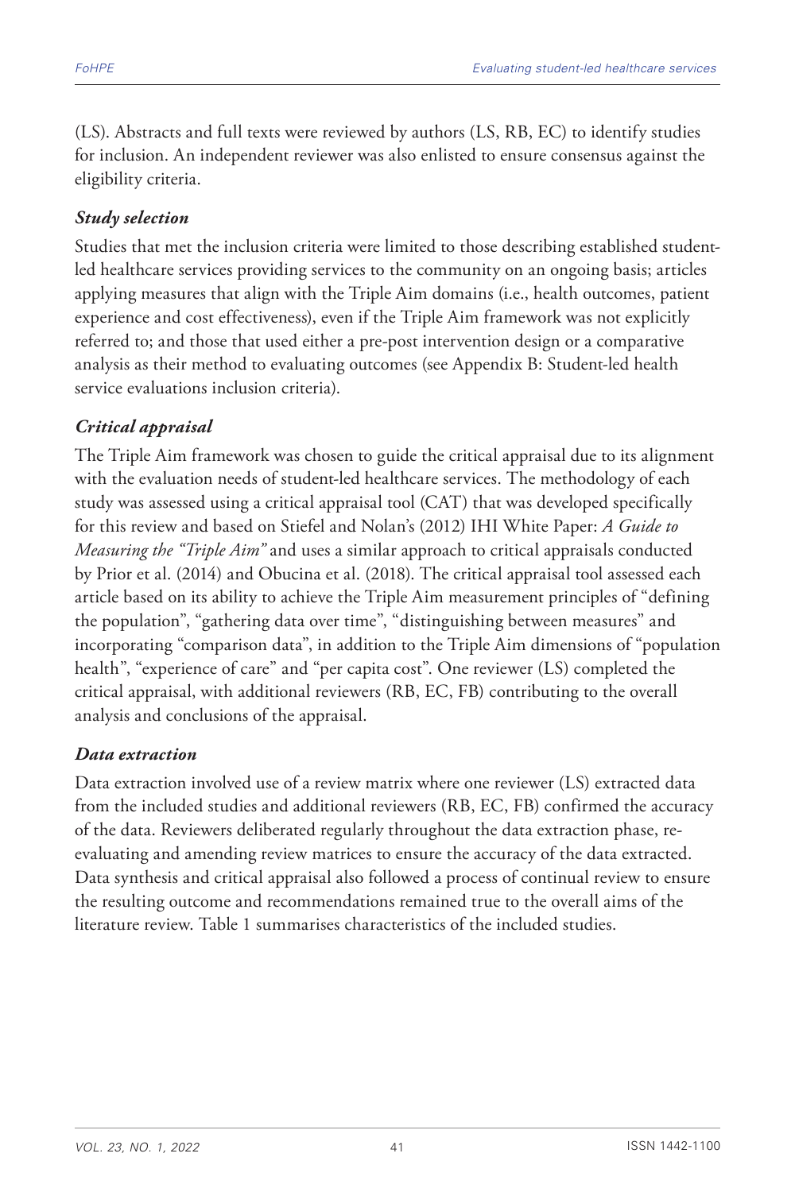(LS). Abstracts and full texts were reviewed by authors (LS, RB, EC) to identify studies for inclusion. An independent reviewer was also enlisted to ensure consensus against the eligibility criteria.

### *Study selection*

Studies that met the inclusion criteria were limited to those describing established student-led healthcare services providing services to the community on an ongoing basis; articles applying measures that align with the Triple Aim domains (i.e., health outcomes, patient experience and cost effectiveness), even if the Triple Aim framework was not explicitly referred to; and those that used either a pre-post intervention design or a comparative analysis as their method to evaluating outcomes (see Appendix B: Student-led health service evaluations inclusion criteria).

### *Critical appraisal*

The Triple Aim framework was chosen to guide the critical appraisal due to its alignment with the evaluation needs of student-led healthcare services. The methodology of each study was assessed using a critical appraisal tool (CAT) that was developed specifically for this review and based on Stiefel and Nolan's (2012) IHI White Paper: *A Guide to Measuring the "Triple Aim"* and uses a similar approach to critical appraisals conducted by Prior et al. (2014) and Obucina et al. (2018). The critical appraisal tool assessed each article based on its ability to achieve the Triple Aim measurement principles of "defining the population", "gathering data over time", "distinguishing between measures" and incorporating "comparison data", in addition to the Triple Aim dimensions of "population health", "experience of care" and "per capita cost". One reviewer (LS) completed the critical appraisal, with additional reviewers (RB, EC, FB) contributing to the overall analysis and conclusions of the appraisal.

### *Data extraction*

Data extraction involved use of a review matrix where one reviewer (LS) extracted data from the included studies and additional reviewers (RB, EC, FB) confirmed the accuracy of the data. Reviewers deliberated regularly throughout the data extraction phase, re-evaluating and amending review matrices to ensure the accuracy of the data extracted. Data synthesis and critical appraisal also followed a process of continual review to ensure the resulting outcome and recommendations remained true to the overall aims of the literature review. Table 1 summarises characteristics of the included studies.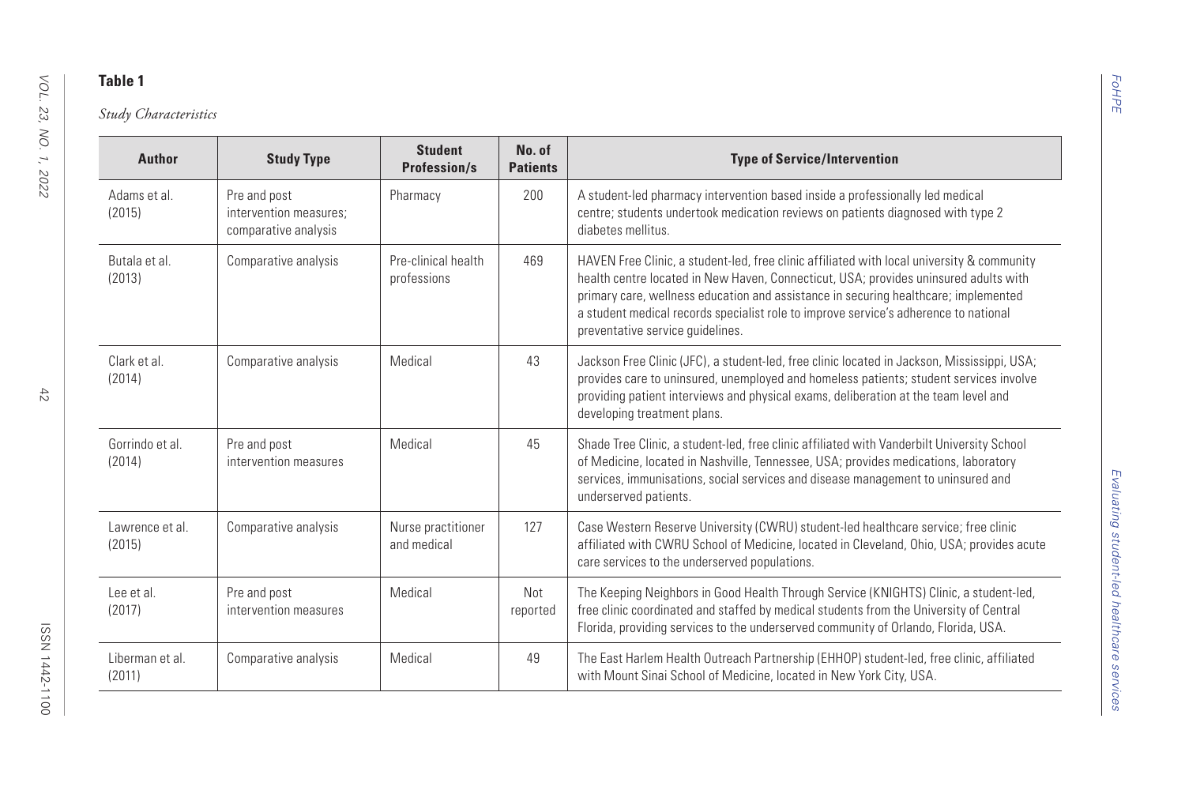**Table 1**

*Study Characteristics*

| Author | Study Type | Student Profession/s | No. of Patients | Type of Service/Intervention |
|---|---|---|---|---|
| Adams et al. (2015) | Pre and post intervention measures; comparative analysis | Pharmacy | 200 | A student-led pharmacy intervention based inside a professionally led medical centre; students undertook medication reviews on patients diagnosed with type 2 diabetes mellitus. |
| Butala et al. (2013) | Comparative analysis | Pre-clinical health professions | 469 | HAVEN Free Clinic, a student-led, free clinic affiliated with local university & community health centre located in New Haven, Connecticut, USA; provides uninsured adults with primary care, wellness education and assistance in securing healthcare; implemented a student medical records specialist role to improve service's adherence to national preventative service guidelines. |
| Clark et al. (2014) | Comparative analysis | Medical | 43 | Jackson Free Clinic (JFC), a student-led, free clinic located in Jackson, Mississippi, USA; provides care to uninsured, unemployed and homeless patients; student services involve providing patient interviews and physical exams, deliberation at the team level and developing treatment plans. |
| Gorrindo et al. (2014) | Pre and post intervention measures | Medical | 45 | Shade Tree Clinic, a student-led, free clinic affiliated with Vanderbilt University School of Medicine, located in Nashville, Tennessee, USA; provides medications, laboratory services, immunisations, social services and disease management to uninsured and underserved patients. |
| Lawrence et al. (2015) | Comparative analysis | Nurse practitioner and medical | 127 | Case Western Reserve University (CWRU) student-led healthcare service; free clinic affiliated with CWRU School of Medicine, located in Cleveland, Ohio, USA; provides acute care services to the underserved populations. |
| Lee et al. (2017) | Pre and post intervention measures | Medical | Not reported | The Keeping Neighbors in Good Health Through Service (KNIGHTS) Clinic, a student-led, free clinic coordinated and staffed by medical students from the University of Central Florida, providing services to the underserved community of Orlando, Florida, USA. |
| Liberman et al. (2011) | Comparative analysis | Medical | 49 | The East Harlem Health Outreach Partnership (EHHOP) student-led, free clinic, affiliated with Mount Sinai School of Medicine, located in New York City, USA. |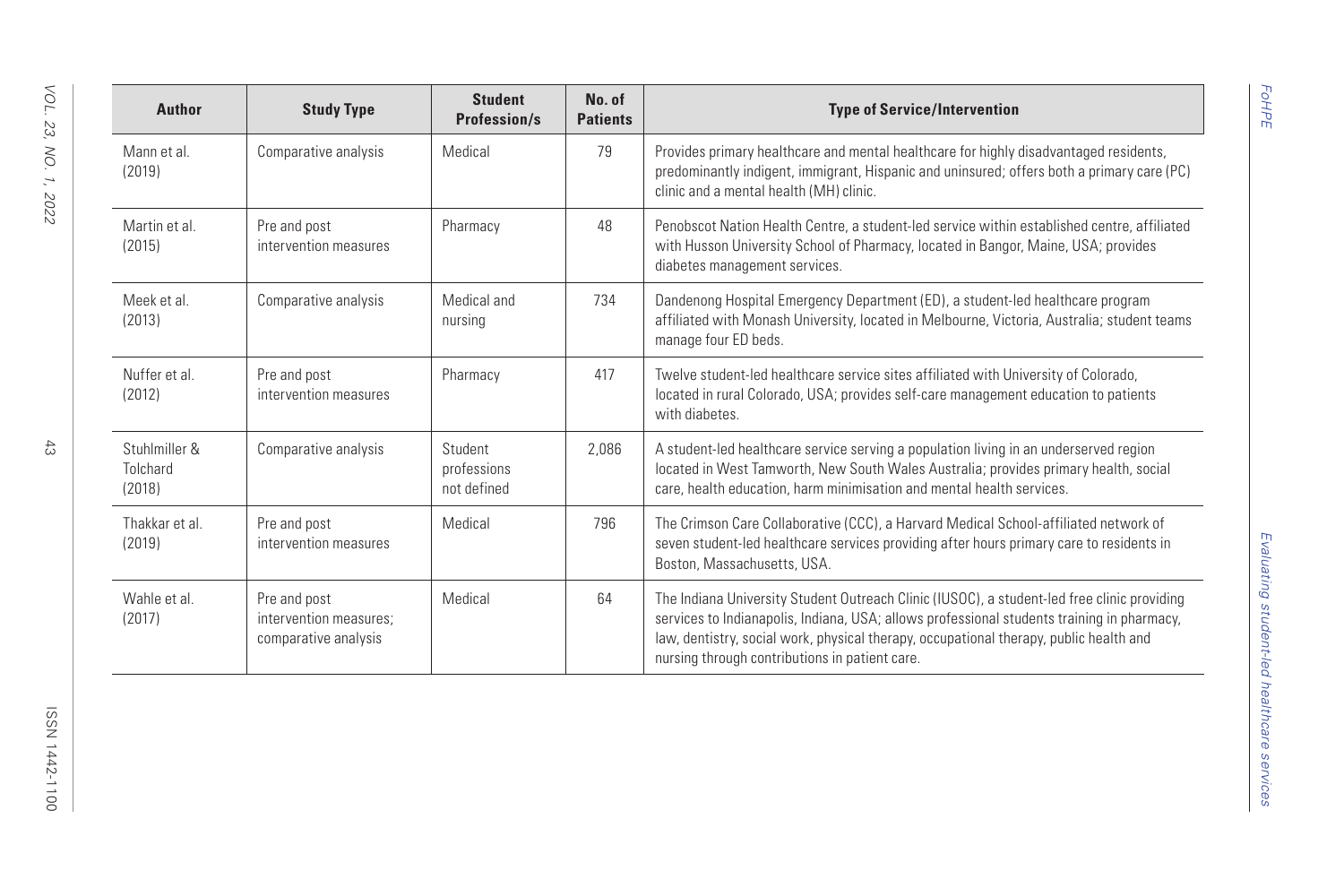| Author | Study Type | Student Profession/s | No. of Patients | Type of Service/Intervention |
|---|---|---|---|---|
| Mann et al. (2019) | Comparative analysis | Medical | 79 | Provides primary healthcare and mental healthcare for highly disadvantaged residents, predominantly indigent, immigrant, Hispanic and uninsured; offers both a primary care (PC) clinic and a mental health (MH) clinic. |
| Martin et al. (2015) | Pre and post intervention measures | Pharmacy | 48 | Penobscot Nation Health Centre, a student-led service within established centre, affiliated with Husson University School of Pharmacy, located in Bangor, Maine, USA; provides diabetes management services. |
| Meek et al. (2013) | Comparative analysis | Medical and nursing | 734 | Dandenong Hospital Emergency Department (ED), a student-led healthcare program affiliated with Monash University, located in Melbourne, Victoria, Australia; student teams manage four ED beds. |
| Nuffer et al. (2012) | Pre and post intervention measures | Pharmacy | 417 | Twelve student-led healthcare service sites affiliated with University of Colorado, located in rural Colorado, USA; provides self-care management education to patients with diabetes. |
| Stuhlmiller & Tolchard (2018) | Comparative analysis | Student professions not defined | 2,086 | A student-led healthcare service serving a population living in an underserved region located in West Tamworth, New South Wales Australia; provides primary health, social care, health education, harm minimisation and mental health services. |
| Thakkar et al. (2019) | Pre and post intervention measures | Medical | 796 | The Crimson Care Collaborative (CCC), a Harvard Medical School-affiliated network of seven student-led healthcare services providing after hours primary care to residents in Boston, Massachusetts, USA. |
| Wahle et al. (2017) | Pre and post intervention measures; comparative analysis | Medical | 64 | The Indiana University Student Outreach Clinic (IUSOC), a student-led free clinic providing services to Indianapolis, Indiana, USA; allows professional students training in pharmacy, law, dentistry, social work, physical therapy, occupational therapy, public health and nursing through contributions in patient care. |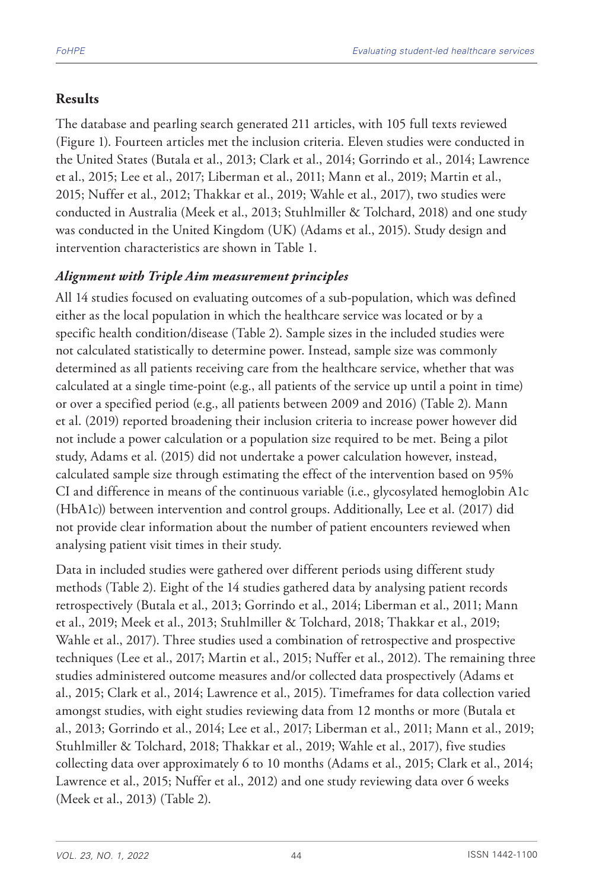## Results

The database and pearling search generated 211 articles, with 105 full texts reviewed (Figure 1). Fourteen articles met the inclusion criteria. Eleven studies were conducted in the United States (Butala et al., 2013; Clark et al., 2014; Gorrindo et al., 2014; Lawrence et al., 2015; Lee et al., 2017; Liberman et al., 2011; Mann et al., 2019; Martin et al., 2015; Nuffer et al., 2012; Thakkar et al., 2019; Wahle et al., 2017), two studies were conducted in Australia (Meek et al., 2013; Stuhlmiller & Tolchard, 2018) and one study was conducted in the United Kingdom (UK) (Adams et al., 2015). Study design and intervention characteristics are shown in Table 1.

### *Alignment with Triple Aim measurement principles*

All 14 studies focused on evaluating outcomes of a sub-population, which was defined either as the local population in which the healthcare service was located or by a specific health condition/disease (Table 2). Sample sizes in the included studies were not calculated statistically to determine power. Instead, sample size was commonly determined as all patients receiving care from the healthcare service, whether that was calculated at a single time-point (e.g., all patients of the service up until a point in time) or over a specified period (e.g., all patients between 2009 and 2016) (Table 2). Mann et al. (2019) reported broadening their inclusion criteria to increase power however did not include a power calculation or a population size required to be met. Being a pilot study, Adams et al. (2015) did not undertake a power calculation however, instead, calculated sample size through estimating the effect of the intervention based on 95% CI and difference in means of the continuous variable (i.e., glycosylated hemoglobin A1c (HbA1c)) between intervention and control groups. Additionally, Lee et al. (2017) did not provide clear information about the number of patient encounters reviewed when analysing patient visit times in their study.

Data in included studies were gathered over different periods using different study methods (Table 2). Eight of the 14 studies gathered data by analysing patient records retrospectively (Butala et al., 2013; Gorrindo et al., 2014; Liberman et al., 2011; Mann et al., 2019; Meek et al., 2013; Stuhlmiller & Tolchard, 2018; Thakkar et al., 2019; Wahle et al., 2017). Three studies used a combination of retrospective and prospective techniques (Lee et al., 2017; Martin et al., 2015; Nuffer et al., 2012). The remaining three studies administered outcome measures and/or collected data prospectively (Adams et al., 2015; Clark et al., 2014; Lawrence et al., 2015). Timeframes for data collection varied amongst studies, with eight studies reviewing data from 12 months or more (Butala et al., 2013; Gorrindo et al., 2014; Lee et al., 2017; Liberman et al., 2011; Mann et al., 2019; Stuhlmiller & Tolchard, 2018; Thakkar et al., 2019; Wahle et al., 2017), five studies collecting data over approximately 6 to 10 months (Adams et al., 2015; Clark et al., 2014; Lawrence et al., 2015; Nuffer et al., 2012) and one study reviewing data over 6 weeks (Meek et al., 2013) (Table 2).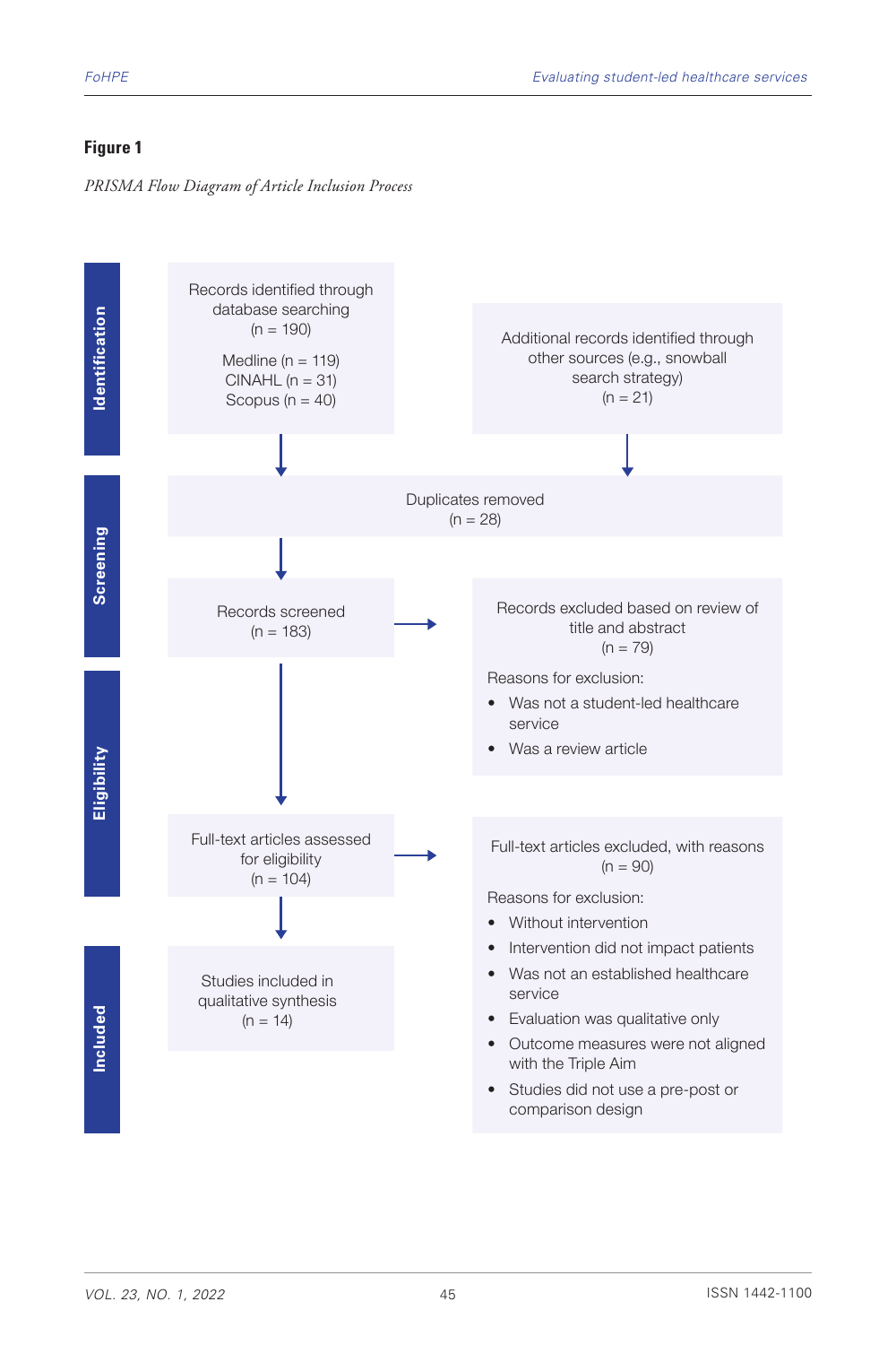**Figure 1**

*PRISMA Flow Diagram of Article Inclusion Process*

**Identification**

Records identified through database searching
(n = 190)

Medline (n = 119)
CINAHL (n = 31)
Scopus (n = 40)

Additional records identified through other sources (e.g., snowball search strategy)
(n = 21)

**Screening**

Duplicates removed
(n = 28)

Records screened
(n = 183)

Records excluded based on review of title and abstract
(n = 79)

Reasons for exclusion:

- Was not a student-led healthcare service
- Was a review article

**Eligibility**

Full-text articles assessed for eligibility
(n = 104)

Full-text articles excluded, with reasons
(n = 90)

Reasons for exclusion:

- Without intervention
- Intervention did not impact patients
- Was not an established healthcare service
- Evaluation was qualitative only
- Outcome measures were not aligned with the Triple Aim
- Studies did not use a pre-post or comparison design

**Included**

Studies included in qualitative synthesis
(n = 14)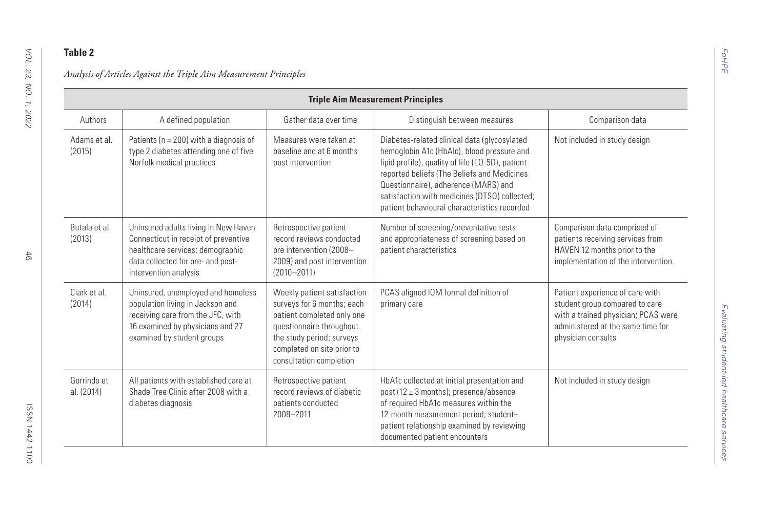**Table 2**

*Analysis of Articles Against the Triple Aim Measurement Principles*

| Triple Aim Measurement Principles | | | | |
|---|---|---|---|---|
| Authors | A defined population | Gather data over time | Distinguish between measures | Comparison data |
| Adams et al. (2015) | Patients (n = 200) with a diagnosis of type 2 diabetes attending one of five Norfolk medical practices | Measures were taken at baseline and at 6 months post intervention | Diabetes-related clinical data (glycosylated hemoglobin A1c (HbAIc), blood pressure and lipid profile), quality of life (EQ-5D), patient reported beliefs (The Beliefs and Medicines Questionnaire), adherence (MARS) and satisfaction with medicines (DTSQ) collected; patient behavioural characteristics recorded | Not included in study design |
| Butala et al. (2013) | Uninsured adults living in New Haven Connecticut in receipt of preventive healthcare services; demographic data collected for pre- and post-intervention analysis | Retrospective patient record reviews conducted pre intervention (2008–2009) and post intervention (2010–2011) | Number of screening/preventative tests and appropriateness of screening based on patient characteristics | Comparison data comprised of patients receiving services from HAVEN 12 months prior to the implementation of the intervention. |
| Clark et al. (2014) | Uninsured, unemployed and homeless population living in Jackson and receiving care from the JFC, with 16 examined by physicians and 27 examined by student groups | Weekly patient satisfaction surveys for 6 months; each patient completed only one questionnaire throughout the study period; surveys completed on site prior to consultation completion | PCAS aligned IOM formal definition of primary care | Patient experience of care with student group compared to care with a trained physician; PCAS were administered at the same time for physician consults |
| Gorrindo et al. (2014) | All patients with established care at Shade Tree Clinic after 2008 with a diabetes diagnosis | Retrospective patient record reviews of diabetic patients conducted 2008–2011 | HbA1c collected at initial presentation and post (12 ± 3 months); presence/absence of required HbA1c measures within the 12-month measurement period; student–patient relationship examined by reviewing documented patient encounters | Not included in study design |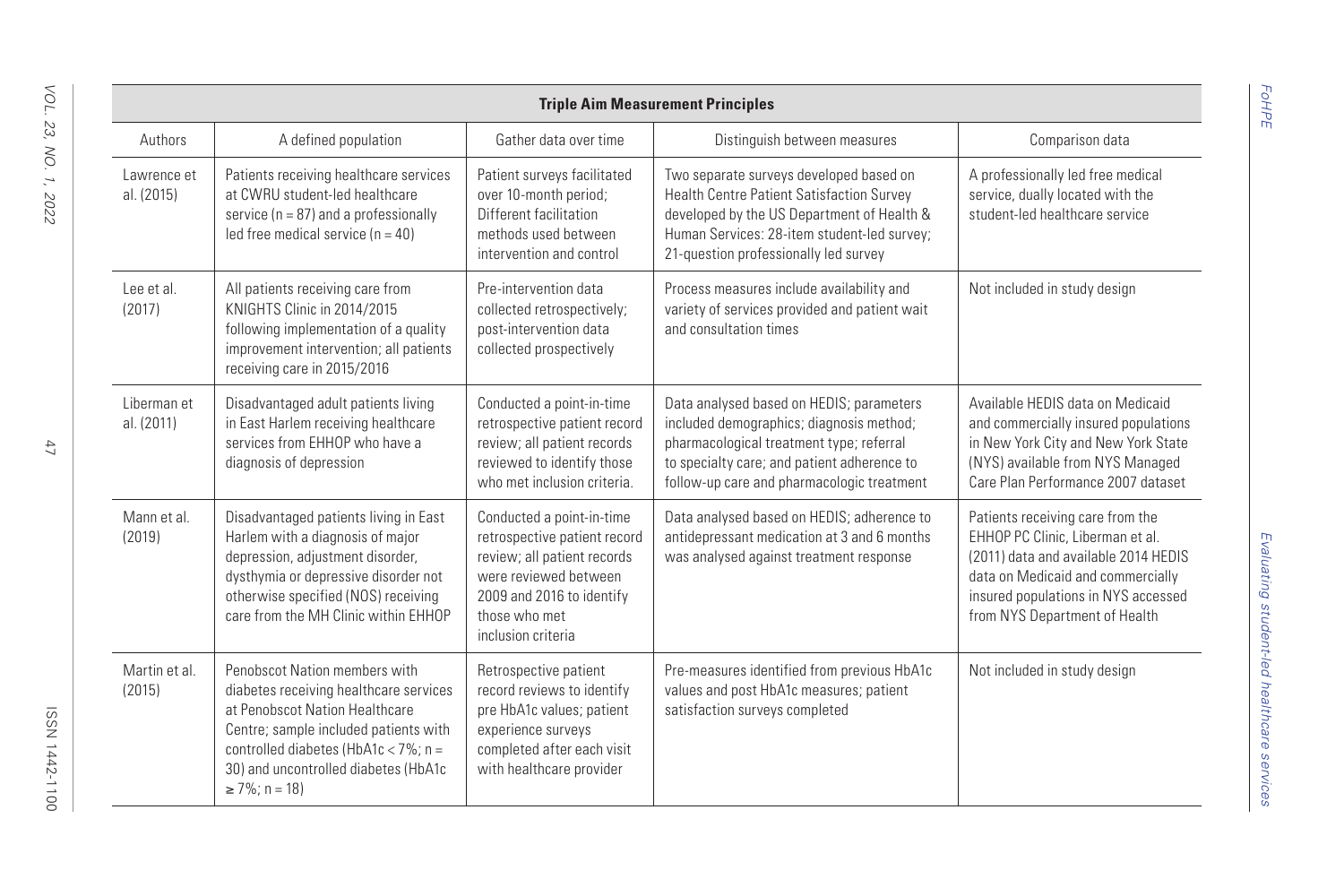| Triple Aim Measurement Principles | | | | |
|---|---|---|---|---|
| Authors | A defined population | Gather data over time | Distinguish between measures | Comparison data |
| Lawrence et al. (2015) | Patients receiving healthcare services at CWRU student-led healthcare service (n = 87) and a professionally led free medical service (n = 40) | Patient surveys facilitated over 10-month period; Different facilitation methods used between intervention and control | Two separate surveys developed based on Health Centre Patient Satisfaction Survey developed by the US Department of Health & Human Services: 28-item student-led survey; 21-question professionally led survey | A professionally led free medical service, dually located with the student-led healthcare service |
| Lee et al. (2017) | All patients receiving care from KNIGHTS Clinic in 2014/2015 following implementation of a quality improvement intervention; all patients receiving care in 2015/2016 | Pre-intervention data collected retrospectively; post-intervention data collected prospectively | Process measures include availability and variety of services provided and patient wait and consultation times | Not included in study design |
| Liberman et al. (2011) | Disadvantaged adult patients living in East Harlem receiving healthcare services from EHHOP who have a diagnosis of depression | Conducted a point-in-time retrospective patient record review; all patient records reviewed to identify those who met inclusion criteria. | Data analysed based on HEDIS; parameters included demographics; diagnosis method; pharmacological treatment type; referral to specialty care; and patient adherence to follow-up care and pharmacologic treatment | Available HEDIS data on Medicaid and commercially insured populations in New York City and New York State (NYS) available from NYS Managed Care Plan Performance 2007 dataset |
| Mann et al. (2019) | Disadvantaged patients living in East Harlem with a diagnosis of major depression, adjustment disorder, dysthymia or depressive disorder not otherwise specified (NOS) receiving care from the MH Clinic within EHHOP | Conducted a point-in-time retrospective patient record review; all patient records were reviewed between 2009 and 2016 to identify those who met inclusion criteria | Data analysed based on HEDIS; adherence to antidepressant medication at 3 and 6 months was analysed against treatment response | Patients receiving care from the EHHOP PC Clinic, Liberman et al. (2011) data and available 2014 HEDIS data on Medicaid and commercially insured populations in NYS accessed from NYS Department of Health |
| Martin et al. (2015) | Penobscot Nation members with diabetes receiving healthcare services at Penobscot Nation Healthcare Centre; sample included patients with controlled diabetes (HbA1c $< 7\%$; $n = 30$) and uncontrolled diabetes (HbA1c $\geq 7\%$; $n = 18$) | Retrospective patient record reviews to identify pre HbA1c values; patient experience surveys completed after each visit with healthcare provider | Pre-measures identified from previous HbA1c values and post HbA1c measures; patient satisfaction surveys completed | Not included in study design |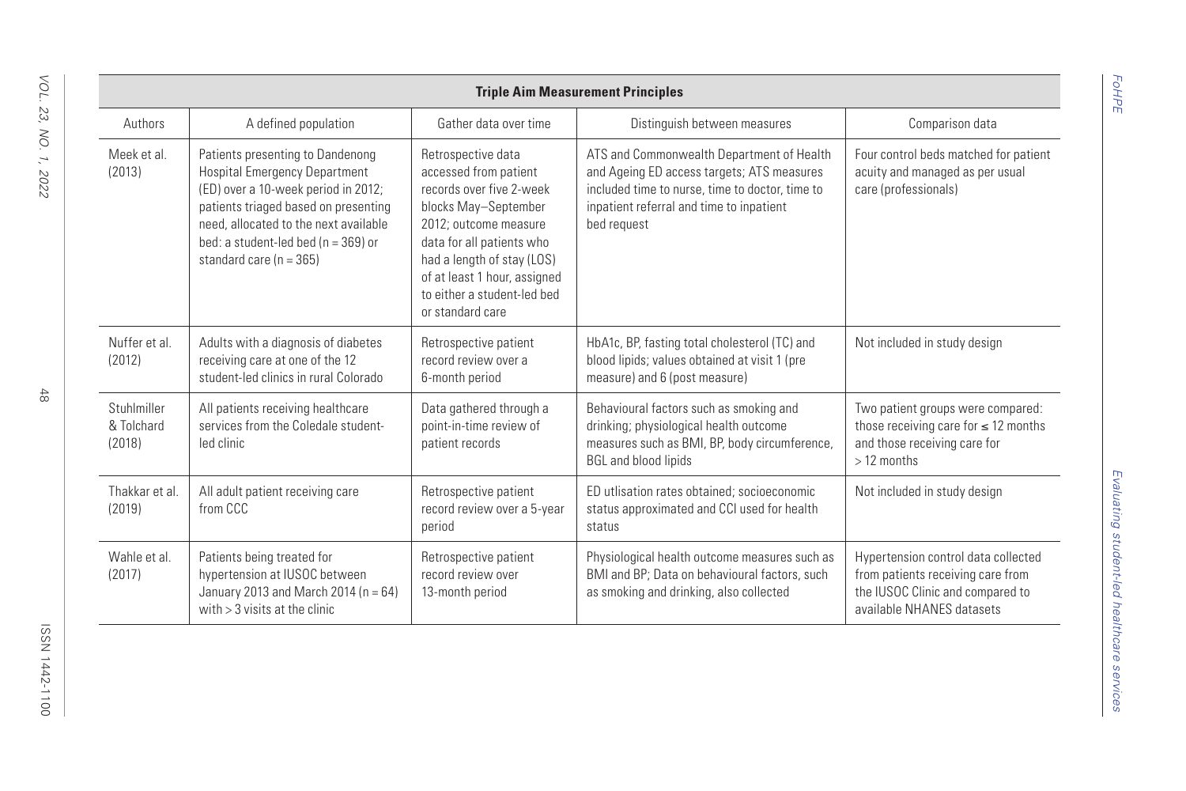| Triple Aim Measurement Principles | | | | |
|---|---|---|---|---|
| Authors | A defined population | Gather data over time | Distinguish between measures | Comparison data |
| Meek et al. (2013) | Patients presenting to Dandenong Hospital Emergency Department (ED) over a 10-week period in 2012; patients triaged based on presenting need, allocated to the next available bed: a student-led bed (n = 369) or standard care (n = 365) | Retrospective data accessed from patient records over five 2-week blocks May–September 2012; outcome measure data for all patients who had a length of stay (LOS) of at least 1 hour, assigned to either a student-led bed or standard care | ATS and Commonwealth Department of Health and Ageing ED access targets; ATS measures included time to nurse, time to doctor, time to inpatient referral and time to inpatient bed request | Four control beds matched for patient acuity and managed as per usual care (professionals) |
| Nuffer et al. (2012) | Adults with a diagnosis of diabetes receiving care at one of the 12 student-led clinics in rural Colorado | Retrospective patient record review over a 6-month period | HbA1c, BP, fasting total cholesterol (TC) and blood lipids; values obtained at visit 1 (pre measure) and 6 (post measure) | Not included in study design |
| Stuhlmiller & Tolchard (2018) | All patients receiving healthcare services from the Coledale student-led clinic | Data gathered through a point-in-time review of patient records | Behavioural factors such as smoking and drinking; physiological health outcome measures such as BMI, BP, body circumference, BGL and blood lipids | Two patient groups were compared: those receiving care for ≤ 12 months and those receiving care for > 12 months |
| Thakkar et al. (2019) | All adult patient receiving care from CCC | Retrospective patient record review over a 5-year period | ED utlisation rates obtained; socioeconomic status approximated and CCI used for health status | Not included in study design |
| Wahle et al. (2017) | Patients being treated for hypertension at IUSOC between January 2013 and March 2014 (n = 64) with > 3 visits at the clinic | Retrospective patient record review over 13-month period | Physiological health outcome measures such as BMI and BP; Data on behavioural factors, such as smoking and drinking, also collected | Hypertension control data collected from patients receiving care from the IUSOC Clinic and compared to available NHANES datasets |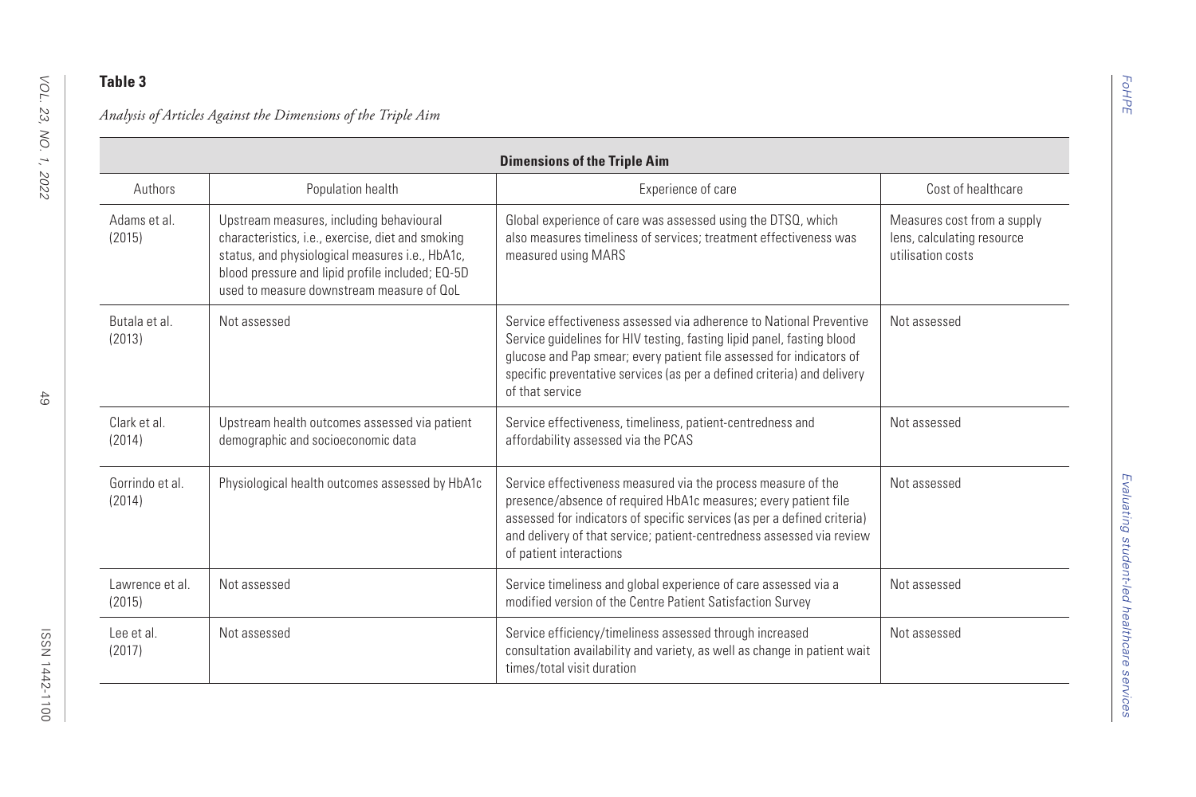**Table 3**

*Analysis of Articles Against the Dimensions of the Triple Aim*

| | Dimensions of the Triple Aim | | |
|---|---|---|---|
| Authors | Population health | Experience of care | Cost of healthcare |
| Adams et al. (2015) | Upstream measures, including behavioural characteristics, i.e., exercise, diet and smoking status, and physiological measures i.e., HbA1c, blood pressure and lipid profile included; EQ-5D used to measure downstream measure of QoL | Global experience of care was assessed using the DTSQ, which also measures timeliness of services; treatment effectiveness was measured using MARS | Measures cost from a supply lens, calculating resource utilisation costs |
| Butala et al. (2013) | Not assessed | Service effectiveness assessed via adherence to National Preventive Service guidelines for HIV testing, fasting lipid panel, fasting blood glucose and Pap smear; every patient file assessed for indicators of specific preventative services (as per a defined criteria) and delivery of that service | Not assessed |
| Clark et al. (2014) | Upstream health outcomes assessed via patient demographic and socioeconomic data | Service effectiveness, timeliness, patient-centredness and affordability assessed via the PCAS | Not assessed |
| Gorrindo et al. (2014) | Physiological health outcomes assessed by HbA1c | Service effectiveness measured via the process measure of the presence/absence of required HbA1c measures; every patient file assessed for indicators of specific services (as per a defined criteria) and delivery of that service; patient-centredness assessed via review of patient interactions | Not assessed |
| Lawrence et al. (2015) | Not assessed | Service timeliness and global experience of care assessed via a modified version of the Centre Patient Satisfaction Survey | Not assessed |
| Lee et al. (2017) | Not assessed | Service efficiency/timeliness assessed through increased consultation availability and variety, as well as change in patient wait times/total visit duration | Not assessed |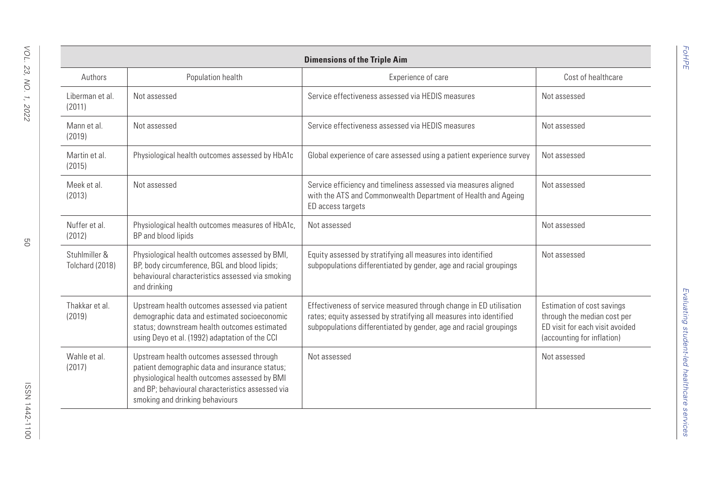| Dimensions of the Triple Aim | | | |
|---|---|---|---|
| Authors | Population health | Experience of care | Cost of healthcare |
| Liberman et al. (2011) | Not assessed | Service effectiveness assessed via HEDIS measures | Not assessed |
| Mann et al. (2019) | Not assessed | Service effectiveness assessed via HEDIS measures | Not assessed |
| Martin et al. (2015) | Physiological health outcomes assessed by HbA1c | Global experience of care assessed using a patient experience survey | Not assessed |
| Meek et al. (2013) | Not assessed | Service efficiency and timeliness assessed via measures aligned with the ATS and Commonwealth Department of Health and Ageing ED access targets | Not assessed |
| Nuffer et al. (2012) | Physiological health outcomes measures of HbA1c, BP and blood lipids | Not assessed | Not assessed |
| Stuhlmiller & Tolchard (2018) | Physiological health outcomes assessed by BMI, BP, body circumference, BGL and blood lipids; behavioural characteristics assessed via smoking and drinking | Equity assessed by stratifying all measures into identified subpopulations differentiated by gender, age and racial groupings | Not assessed |
| Thakkar et al. (2019) | Upstream health outcomes assessed via patient demographic data and estimated socioeconomic status; downstream health outcomes estimated using Deyo et al. (1992) adaptation of the CCI | Effectiveness of service measured through change in ED utilisation rates; equity assessed by stratifying all measures into identified subpopulations differentiated by gender, age and racial groupings | Estimation of cost savings through the median cost per ED visit for each visit avoided (accounting for inflation) |
| Wahle et al. (2017) | Upstream health outcomes assessed through patient demographic data and insurance status; physiological health outcomes assessed by BMI and BP; behavioural characteristics assessed via smoking and drinking behaviours | Not assessed | Not assessed |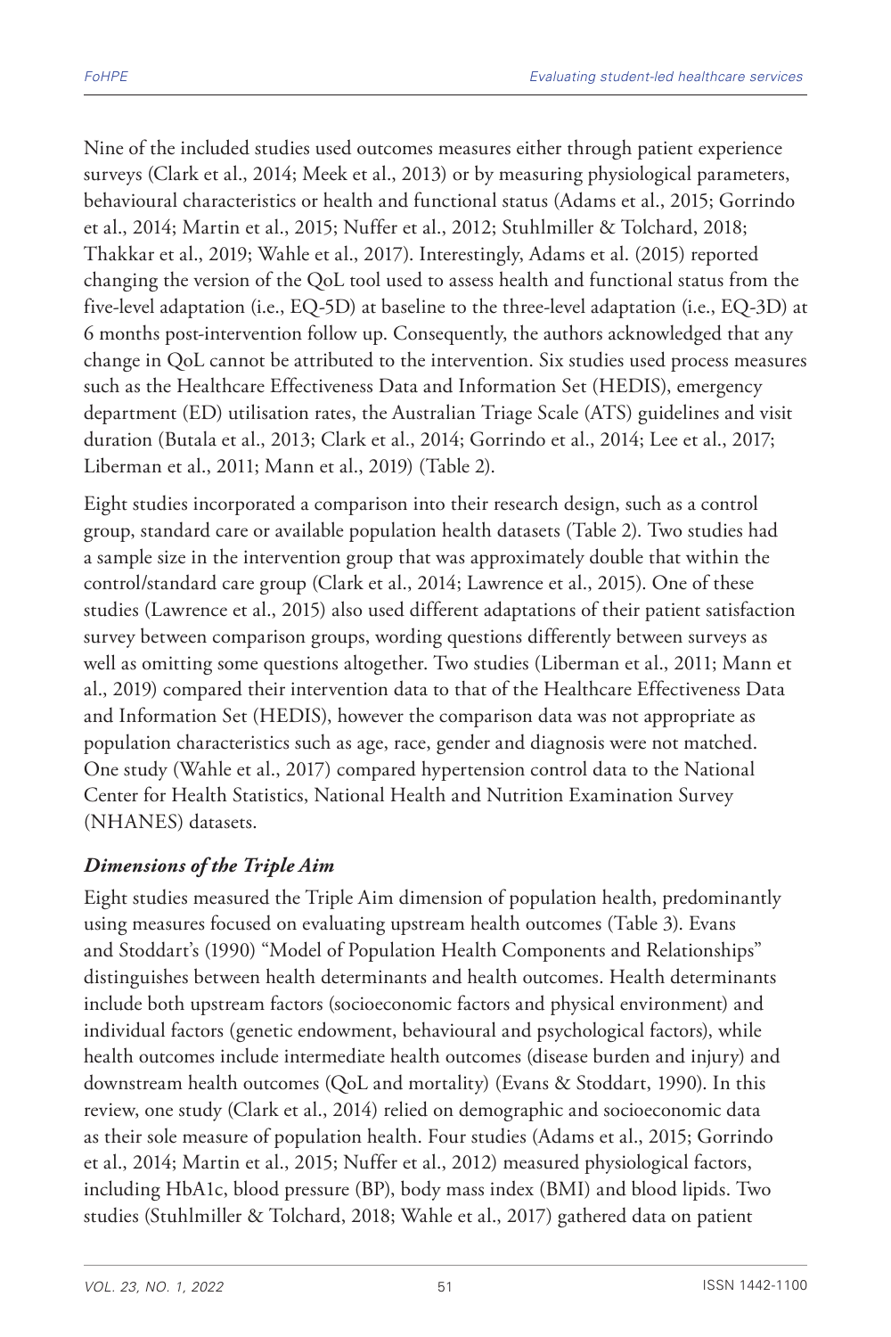Nine of the included studies used outcomes measures either through patient experience surveys (Clark et al., 2014; Meek et al., 2013) or by measuring physiological parameters, behavioural characteristics or health and functional status (Adams et al., 2015; Gorrindo et al., 2014; Martin et al., 2015; Nuffer et al., 2012; Stuhlmiller & Tolchard, 2018; Thakkar et al., 2019; Wahle et al., 2017). Interestingly, Adams et al. (2015) reported changing the version of the QoL tool used to assess health and functional status from the five-level adaptation (i.e., EQ-5D) at baseline to the three-level adaptation (i.e., EQ-3D) at 6 months post-intervention follow up. Consequently, the authors acknowledged that any change in QoL cannot be attributed to the intervention. Six studies used process measures such as the Healthcare Effectiveness Data and Information Set (HEDIS), emergency department (ED) utilisation rates, the Australian Triage Scale (ATS) guidelines and visit duration (Butala et al., 2013; Clark et al., 2014; Gorrindo et al., 2014; Lee et al., 2017; Liberman et al., 2011; Mann et al., 2019) (Table 2).

Eight studies incorporated a comparison into their research design, such as a control group, standard care or available population health datasets (Table 2). Two studies had a sample size in the intervention group that was approximately double that within the control/standard care group (Clark et al., 2014; Lawrence et al., 2015). One of these studies (Lawrence et al., 2015) also used different adaptations of their patient satisfaction survey between comparison groups, wording questions differently between surveys as well as omitting some questions altogether. Two studies (Liberman et al., 2011; Mann et al., 2019) compared their intervention data to that of the Healthcare Effectiveness Data and Information Set (HEDIS), however the comparison data was not appropriate as population characteristics such as age, race, gender and diagnosis were not matched. One study (Wahle et al., 2017) compared hypertension control data to the National Center for Health Statistics, National Health and Nutrition Examination Survey (NHANES) datasets.

### *Dimensions of the Triple Aim*

Eight studies measured the Triple Aim dimension of population health, predominantly using measures focused on evaluating upstream health outcomes (Table 3). Evans and Stoddart's (1990) "Model of Population Health Components and Relationships" distinguishes between health determinants and health outcomes. Health determinants include both upstream factors (socioeconomic factors and physical environment) and individual factors (genetic endowment, behavioural and psychological factors), while health outcomes include intermediate health outcomes (disease burden and injury) and downstream health outcomes (QoL and mortality) (Evans & Stoddart, 1990). In this review, one study (Clark et al., 2014) relied on demographic and socioeconomic data as their sole measure of population health. Four studies (Adams et al., 2015; Gorrindo et al., 2014; Martin et al., 2015; Nuffer et al., 2012) measured physiological factors, including HbA1c, blood pressure (BP), body mass index (BMI) and blood lipids. Two studies (Stuhlmiller & Tolchard, 2018; Wahle et al., 2017) gathered data on patient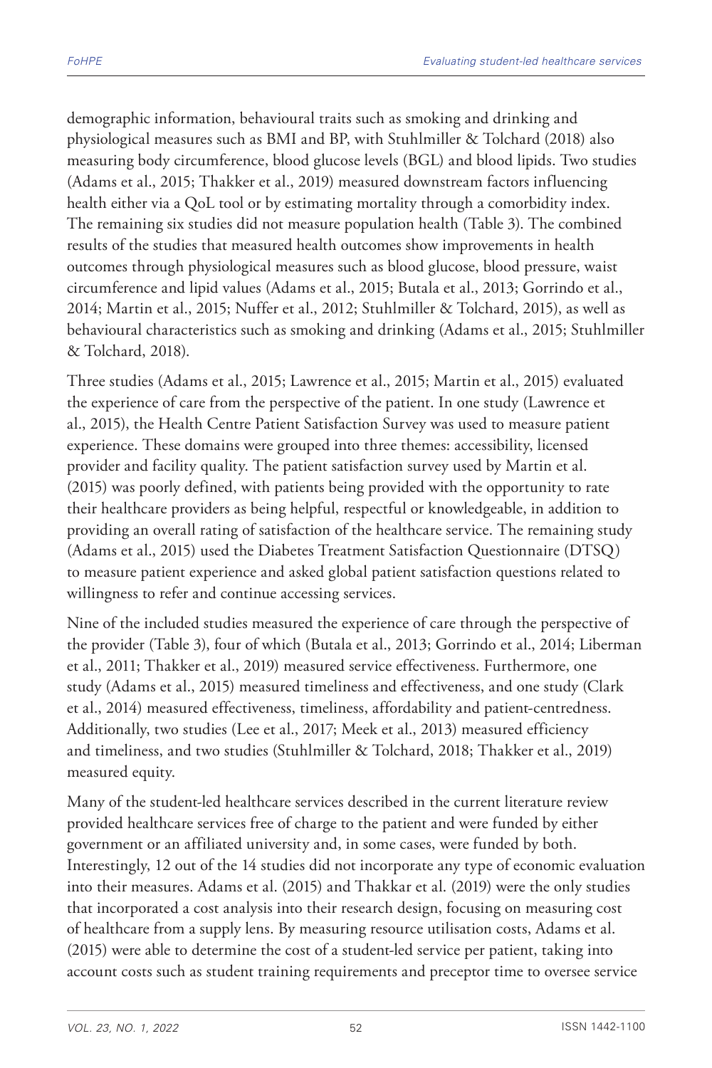demographic information, behavioural traits such as smoking and drinking and physiological measures such as BMI and BP, with Stuhlmiller & Tolchard (2018) also measuring body circumference, blood glucose levels (BGL) and blood lipids. Two studies (Adams et al., 2015; Thakker et al., 2019) measured downstream factors influencing health either via a QoL tool or by estimating mortality through a comorbidity index. The remaining six studies did not measure population health (Table 3). The combined results of the studies that measured health outcomes show improvements in health outcomes through physiological measures such as blood glucose, blood pressure, waist circumference and lipid values (Adams et al., 2015; Butala et al., 2013; Gorrindo et al., 2014; Martin et al., 2015; Nuffer et al., 2012; Stuhlmiller & Tolchard, 2015), as well as behavioural characteristics such as smoking and drinking (Adams et al., 2015; Stuhlmiller & Tolchard, 2018).

Three studies (Adams et al., 2015; Lawrence et al., 2015; Martin et al., 2015) evaluated the experience of care from the perspective of the patient. In one study (Lawrence et al., 2015), the Health Centre Patient Satisfaction Survey was used to measure patient experience. These domains were grouped into three themes: accessibility, licensed provider and facility quality. The patient satisfaction survey used by Martin et al. (2015) was poorly defined, with patients being provided with the opportunity to rate their healthcare providers as being helpful, respectful or knowledgeable, in addition to providing an overall rating of satisfaction of the healthcare service. The remaining study (Adams et al., 2015) used the Diabetes Treatment Satisfaction Questionnaire (DTSQ) to measure patient experience and asked global patient satisfaction questions related to willingness to refer and continue accessing services.

Nine of the included studies measured the experience of care through the perspective of the provider (Table 3), four of which (Butala et al., 2013; Gorrindo et al., 2014; Liberman et al., 2011; Thakker et al., 2019) measured service effectiveness. Furthermore, one study (Adams et al., 2015) measured timeliness and effectiveness, and one study (Clark et al., 2014) measured effectiveness, timeliness, affordability and patient-centredness. Additionally, two studies (Lee et al., 2017; Meek et al., 2013) measured efficiency and timeliness, and two studies (Stuhlmiller & Tolchard, 2018; Thakker et al., 2019) measured equity.

Many of the student-led healthcare services described in the current literature review provided healthcare services free of charge to the patient and were funded by either government or an affiliated university and, in some cases, were funded by both. Interestingly, 12 out of the 14 studies did not incorporate any type of economic evaluation into their measures. Adams et al. (2015) and Thakkar et al. (2019) were the only studies that incorporated a cost analysis into their research design, focusing on measuring cost of healthcare from a supply lens. By measuring resource utilisation costs, Adams et al. (2015) were able to determine the cost of a student-led service per patient, taking into account costs such as student training requirements and preceptor time to oversee service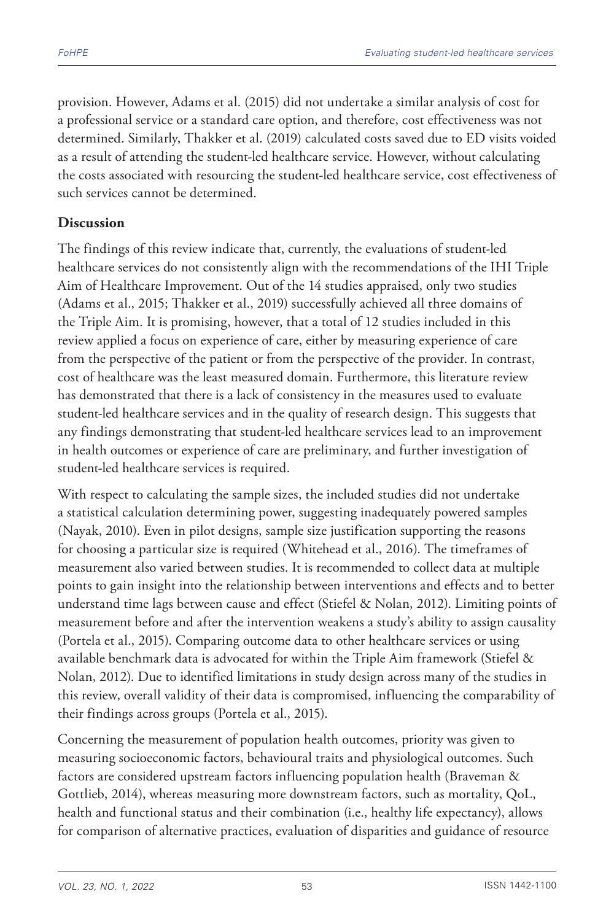provision. However, Adams et al. (2015) did not undertake a similar analysis of cost for a professional service or a standard care option, and therefore, cost effectiveness was not determined. Similarly, Thakker et al. (2019) calculated costs saved due to ED visits voided as a result of attending the student-led healthcare service. However, without calculating the costs associated with resourcing the student-led healthcare service, cost effectiveness of such services cannot be determined.

## Discussion

The findings of this review indicate that, currently, the evaluations of student-led healthcare services do not consistently align with the recommendations of the IHI Triple Aim of Healthcare Improvement. Out of the 14 studies appraised, only two studies (Adams et al., 2015; Thakker et al., 2019) successfully achieved all three domains of the Triple Aim. It is promising, however, that a total of 12 studies included in this review applied a focus on experience of care, either by measuring experience of care from the perspective of the patient or from the perspective of the provider. In contrast, cost of healthcare was the least measured domain. Furthermore, this literature review has demonstrated that there is a lack of consistency in the measures used to evaluate student-led healthcare services and in the quality of research design. This suggests that any findings demonstrating that student-led healthcare services lead to an improvement in health outcomes or experience of care are preliminary, and further investigation of student-led healthcare services is required.

With respect to calculating the sample sizes, the included studies did not undertake a statistical calculation determining power, suggesting inadequately powered samples (Nayak, 2010). Even in pilot designs, sample size justification supporting the reasons for choosing a particular size is required (Whitehead et al., 2016). The timeframes of measurement also varied between studies. It is recommended to collect data at multiple points to gain insight into the relationship between interventions and effects and to better understand time lags between cause and effect (Stiefel & Nolan, 2012). Limiting points of measurement before and after the intervention weakens a study's ability to assign causality (Portela et al., 2015). Comparing outcome data to other healthcare services or using available benchmark data is advocated for within the Triple Aim framework (Stiefel & Nolan, 2012). Due to identified limitations in study design across many of the studies in this review, overall validity of their data is compromised, influencing the comparability of their findings across groups (Portela et al., 2015).

Concerning the measurement of population health outcomes, priority was given to measuring socioeconomic factors, behavioural traits and physiological outcomes. Such factors are considered upstream factors influencing population health (Braveman & Gottlieb, 2014), whereas measuring more downstream factors, such as mortality, QoL, health and functional status and their combination (i.e., healthy life expectancy), allows for comparison of alternative practices, evaluation of disparities and guidance of resource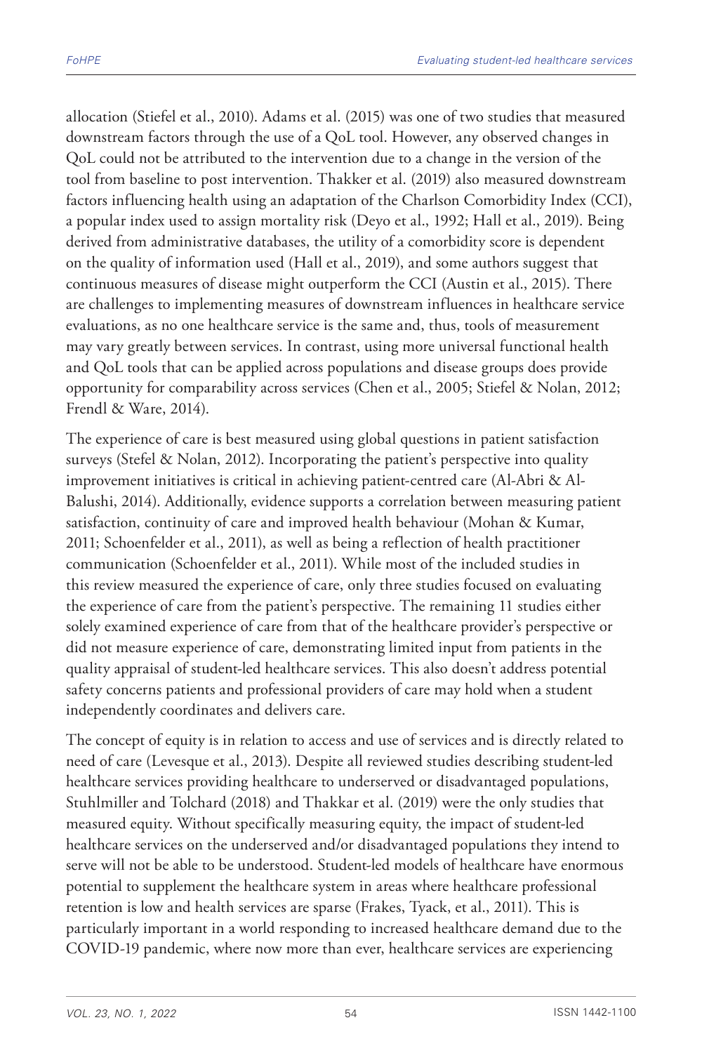allocation (Stiefel et al., 2010). Adams et al. (2015) was one of two studies that measured downstream factors through the use of a QoL tool. However, any observed changes in QoL could not be attributed to the intervention due to a change in the version of the tool from baseline to post intervention. Thakker et al. (2019) also measured downstream factors influencing health using an adaptation of the Charlson Comorbidity Index (CCI), a popular index used to assign mortality risk (Deyo et al., 1992; Hall et al., 2019). Being derived from administrative databases, the utility of a comorbidity score is dependent on the quality of information used (Hall et al., 2019), and some authors suggest that continuous measures of disease might outperform the CCI (Austin et al., 2015). There are challenges to implementing measures of downstream influences in healthcare service evaluations, as no one healthcare service is the same and, thus, tools of measurement may vary greatly between services. In contrast, using more universal functional health and QoL tools that can be applied across populations and disease groups does provide opportunity for comparability across services (Chen et al., 2005; Stiefel & Nolan, 2012; Frendl & Ware, 2014).

The experience of care is best measured using global questions in patient satisfaction surveys (Stefel & Nolan, 2012). Incorporating the patient's perspective into quality improvement initiatives is critical in achieving patient-centred care (Al-Abri & Al-Balushi, 2014). Additionally, evidence supports a correlation between measuring patient satisfaction, continuity of care and improved health behaviour (Mohan & Kumar, 2011; Schoenfelder et al., 2011), as well as being a reflection of health practitioner communication (Schoenfelder et al., 2011). While most of the included studies in this review measured the experience of care, only three studies focused on evaluating the experience of care from the patient's perspective. The remaining 11 studies either solely examined experience of care from that of the healthcare provider's perspective or did not measure experience of care, demonstrating limited input from patients in the quality appraisal of student-led healthcare services. This also doesn't address potential safety concerns patients and professional providers of care may hold when a student independently coordinates and delivers care.

The concept of equity is in relation to access and use of services and is directly related to need of care (Levesque et al., 2013). Despite all reviewed studies describing student-led healthcare services providing healthcare to underserved or disadvantaged populations, Stuhlmiller and Tolchard (2018) and Thakkar et al. (2019) were the only studies that measured equity. Without specifically measuring equity, the impact of student-led healthcare services on the underserved and/or disadvantaged populations they intend to serve will not be able to be understood. Student-led models of healthcare have enormous potential to supplement the healthcare system in areas where healthcare professional retention is low and health services are sparse (Frakes, Tyack, et al., 2011). This is particularly important in a world responding to increased healthcare demand due to the COVID-19 pandemic, where now more than ever, healthcare services are experiencing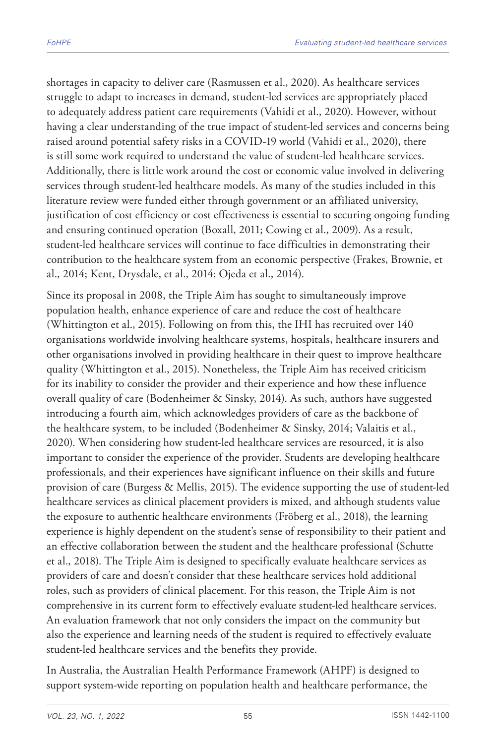shortages in capacity to deliver care (Rasmussen et al., 2020). As healthcare services struggle to adapt to increases in demand, student-led services are appropriately placed to adequately address patient care requirements (Vahidi et al., 2020). However, without having a clear understanding of the true impact of student-led services and concerns being raised around potential safety risks in a COVID-19 world (Vahidi et al., 2020), there is still some work required to understand the value of student-led healthcare services. Additionally, there is little work around the cost or economic value involved in delivering services through student-led healthcare models. As many of the studies included in this literature review were funded either through government or an affiliated university, justification of cost efficiency or cost effectiveness is essential to securing ongoing funding and ensuring continued operation (Boxall, 2011; Cowing et al., 2009). As a result, student-led healthcare services will continue to face difficulties in demonstrating their contribution to the healthcare system from an economic perspective (Frakes, Brownie, et al., 2014; Kent, Drysdale, et al., 2014; Ojeda et al., 2014).

Since its proposal in 2008, the Triple Aim has sought to simultaneously improve population health, enhance experience of care and reduce the cost of healthcare (Whittington et al., 2015). Following on from this, the IHI has recruited over 140 organisations worldwide involving healthcare systems, hospitals, healthcare insurers and other organisations involved in providing healthcare in their quest to improve healthcare quality (Whittington et al., 2015). Nonetheless, the Triple Aim has received criticism for its inability to consider the provider and their experience and how these influence overall quality of care (Bodenheimer & Sinsky, 2014). As such, authors have suggested introducing a fourth aim, which acknowledges providers of care as the backbone of the healthcare system, to be included (Bodenheimer & Sinsky, 2014; Valaitis et al., 2020). When considering how student-led healthcare services are resourced, it is also important to consider the experience of the provider. Students are developing healthcare professionals, and their experiences have significant influence on their skills and future provision of care (Burgess & Mellis, 2015). The evidence supporting the use of student-led healthcare services as clinical placement providers is mixed, and although students value the exposure to authentic healthcare environments (Fröberg et al., 2018), the learning experience is highly dependent on the student's sense of responsibility to their patient and an effective collaboration between the student and the healthcare professional (Schutte et al., 2018). The Triple Aim is designed to specifically evaluate healthcare services as providers of care and doesn't consider that these healthcare services hold additional roles, such as providers of clinical placement. For this reason, the Triple Aim is not comprehensive in its current form to effectively evaluate student-led healthcare services. An evaluation framework that not only considers the impact on the community but also the experience and learning needs of the student is required to effectively evaluate student-led healthcare services and the benefits they provide.

In Australia, the Australian Health Performance Framework (AHPF) is designed to support system-wide reporting on population health and healthcare performance, the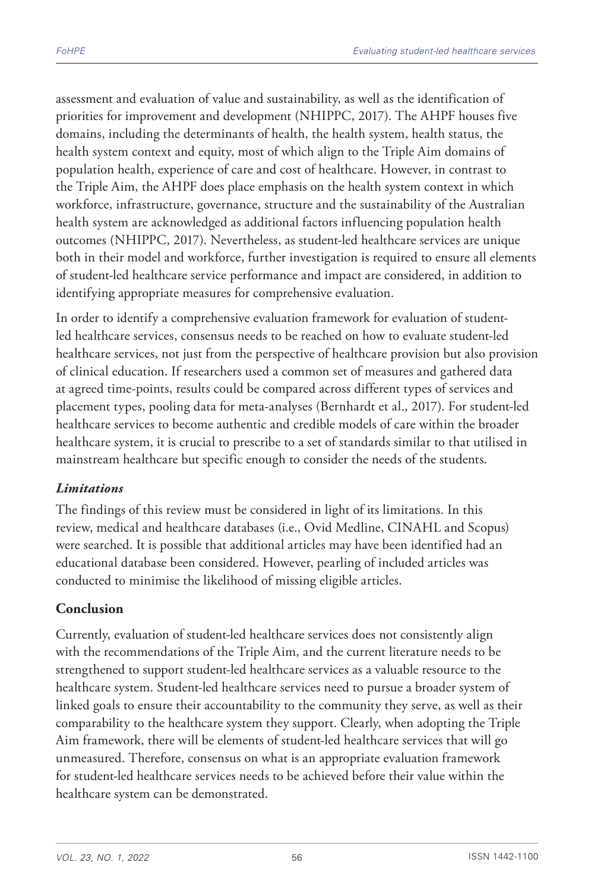assessment and evaluation of value and sustainability, as well as the identification of priorities for improvement and development (NHIPPC, 2017). The AHPF houses five domains, including the determinants of health, the health system, health status, the health system context and equity, most of which align to the Triple Aim domains of population health, experience of care and cost of healthcare. However, in contrast to the Triple Aim, the AHPF does place emphasis on the health system context in which workforce, infrastructure, governance, structure and the sustainability of the Australian health system are acknowledged as additional factors influencing population health outcomes (NHIPPC, 2017). Nevertheless, as student-led healthcare services are unique both in their model and workforce, further investigation is required to ensure all elements of student-led healthcare service performance and impact are considered, in addition to identifying appropriate measures for comprehensive evaluation.

In order to identify a comprehensive evaluation framework for evaluation of student-led healthcare services, consensus needs to be reached on how to evaluate student-led healthcare services, not just from the perspective of healthcare provision but also provision of clinical education. If researchers used a common set of measures and gathered data at agreed time-points, results could be compared across different types of services and placement types, pooling data for meta-analyses (Bernhardt et al., 2017). For student-led healthcare services to become authentic and credible models of care within the broader healthcare system, it is crucial to prescribe to a set of standards similar to that utilised in mainstream healthcare but specific enough to consider the needs of the students.

### *Limitations*

The findings of this review must be considered in light of its limitations. In this review, medical and healthcare databases (i.e., Ovid Medline, CINAHL and Scopus) were searched. It is possible that additional articles may have been identified had an educational database been considered. However, pearling of included articles was conducted to minimise the likelihood of missing eligible articles.

## Conclusion

Currently, evaluation of student-led healthcare services does not consistently align with the recommendations of the Triple Aim, and the current literature needs to be strengthened to support student-led healthcare services as a valuable resource to the healthcare system. Student-led healthcare services need to pursue a broader system of linked goals to ensure their accountability to the community they serve, as well as their comparability to the healthcare system they support. Clearly, when adopting the Triple Aim framework, there will be elements of student-led healthcare services that will go unmeasured. Therefore, consensus on what is an appropriate evaluation framework for student-led healthcare services needs to be achieved before their value within the healthcare system can be demonstrated.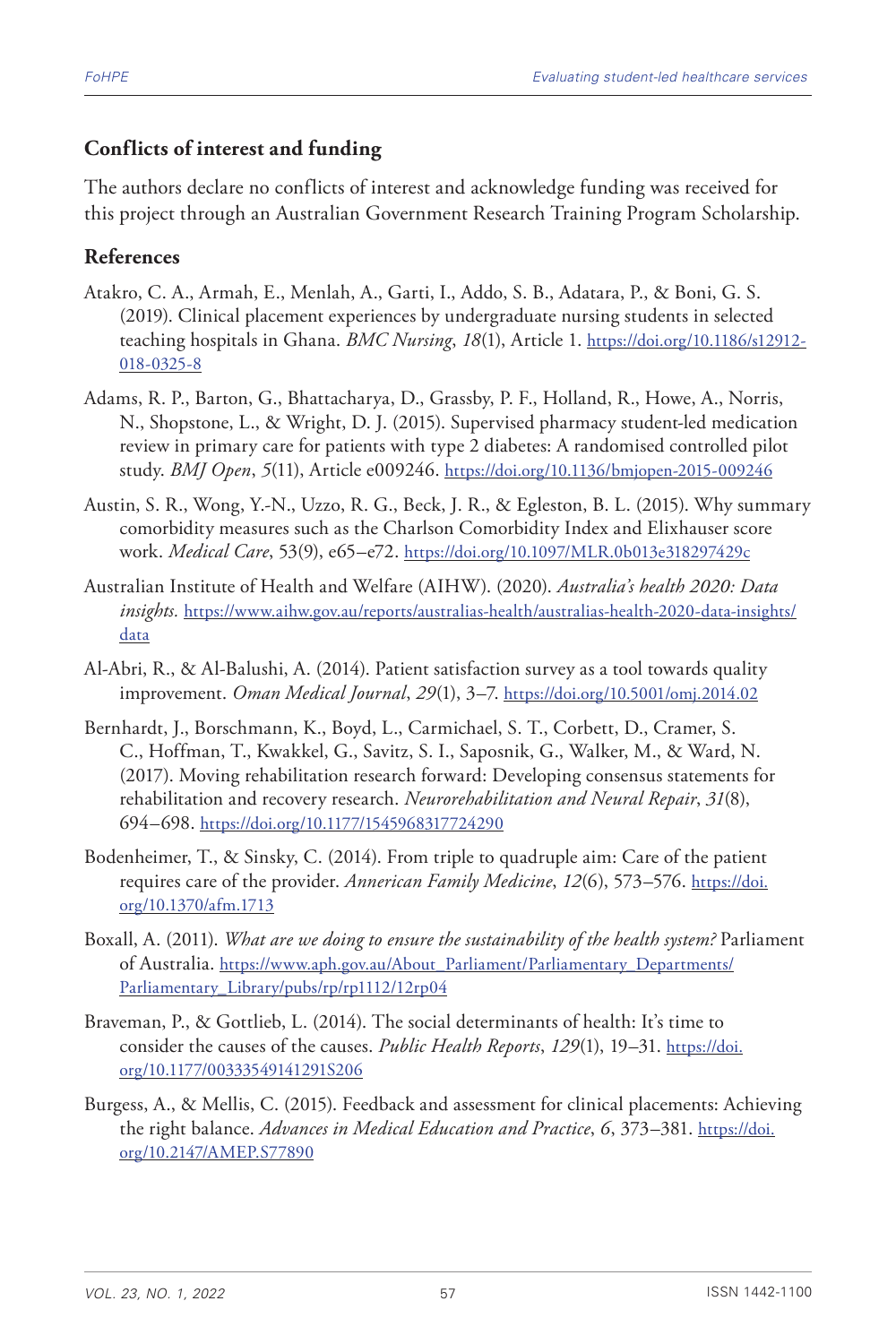## Conflicts of interest and funding

The authors declare no conflicts of interest and acknowledge funding was received for this project through an Australian Government Research Training Program Scholarship.

## References

Atakro, C. A., Armah, E., Menlah, A., Garti, I., Addo, S. B., Adatara, P., & Boni, G. S. (2019). Clinical placement experiences by undergraduate nursing students in selected teaching hospitals in Ghana. *BMC Nursing*, *18*(1), Article 1. https://doi.org/10.1186/s12912-018-0325-8

Adams, R. P., Barton, G., Bhattacharya, D., Grassby, P. F., Holland, R., Howe, A., Norris, N., Shopstone, L., & Wright, D. J. (2015). Supervised pharmacy student-led medication review in primary care for patients with type 2 diabetes: A randomised controlled pilot study. *BMJ Open*, *5*(11), Article e009246. https://doi.org/10.1136/bmjopen-2015-009246

Austin, S. R., Wong, Y.-N., Uzzo, R. G., Beck, J. R., & Egleston, B. L. (2015). Why summary comorbidity measures such as the Charlson Comorbidity Index and Elixhauser score work. *Medical Care*, 53(9), e65–e72. https://doi.org/10.1097/MLR.0b013e318297429c

Australian Institute of Health and Welfare (AIHW). (2020). *Australia's health 2020: Data insights.* https://www.aihw.gov.au/reports/australias-health/australias-health-2020-data-insights/data

Al-Abri, R., & Al-Balushi, A. (2014). Patient satisfaction survey as a tool towards quality improvement. *Oman Medical Journal*, *29*(1), 3–7. https://doi.org/10.5001/omj.2014.02

Bernhardt, J., Borschmann, K., Boyd, L., Carmichael, S. T., Corbett, D., Cramer, S. C., Hoffman, T., Kwakkel, G., Savitz, S. I., Saposnik, G., Walker, M., & Ward, N. (2017). Moving rehabilitation research forward: Developing consensus statements for rehabilitation and recovery research. *Neurorehabilitation and Neural Repair*, *31*(8), 694–698. https://doi.org/10.1177/1545968317724290

Bodenheimer, T., & Sinsky, C. (2014). From triple to quadruple aim: Care of the patient requires care of the provider. *Annerican Family Medicine*, *12*(6), 573–576. https://doi.org/10.1370/afm.1713

Boxall, A. (2011). *What are we doing to ensure the sustainability of the health system?* Parliament of Australia. https://www.aph.gov.au/About_Parliament/Parliamentary_Departments/Parliamentary_Library/pubs/rp/rp1112/12rp04

Braveman, P., & Gottlieb, L. (2014). The social determinants of health: It's time to consider the causes of the causes. *Public Health Reports*, *129*(1), 19–31. https://doi.org/10.1177/00333549141291S206

Burgess, A., & Mellis, C. (2015). Feedback and assessment for clinical placements: Achieving the right balance. *Advances in Medical Education and Practice*, *6*, 373–381. https://doi.org/10.2147/AMEP.S77890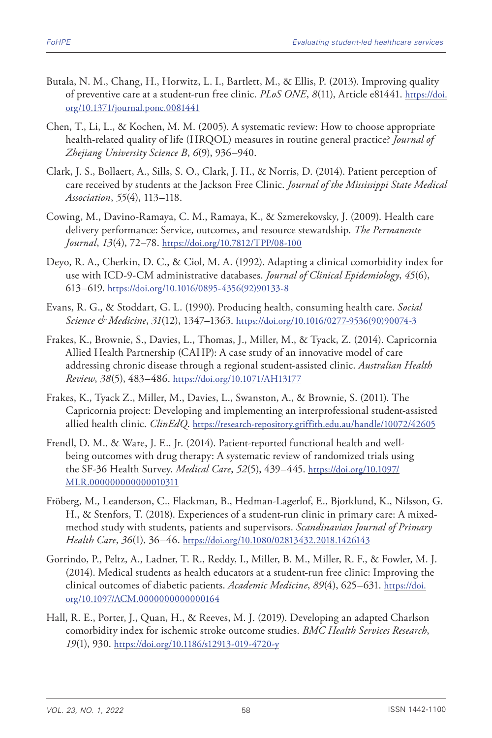Butala, N. M., Chang, H., Horwitz, L. I., Bartlett, M., & Ellis, P. (2013). Improving quality of preventive care at a student-run free clinic. *PLoS ONE*, *8*(11), Article e81441. https://doi.org/10.1371/journal.pone.0081441

Chen, T., Li, L., & Kochen, M. M. (2005). A systematic review: How to choose appropriate health-related quality of life (HRQOL) measures in routine general practice? *Journal of Zhejiang University Science B*, *6*(9), 936–940.

Clark, J. S., Bollaert, A., Sills, S. O., Clark, J. H., & Norris, D. (2014). Patient perception of care received by students at the Jackson Free Clinic. *Journal of the Mississippi State Medical Association*, *55*(4), 113–118.

Cowing, M., Davino-Ramaya, C. M., Ramaya, K., & Szmerekovsky, J. (2009). Health care delivery performance: Service, outcomes, and resource stewardship. *The Permanente Journal*, *13*(4), 72–78. https://doi.org/10.7812/TPP/08-100

Deyo, R. A., Cherkin, D. C., & Ciol, M. A. (1992). Adapting a clinical comorbidity index for use with ICD-9-CM administrative databases. *Journal of Clinical Epidemiology*, *45*(6), 613–619. https://doi.org/10.1016/0895-4356(92)90133-8

Evans, R. G., & Stoddart, G. L. (1990). Producing health, consuming health care. *Social Science & Medicine*, *31*(12), 1347–1363. https://doi.org/10.1016/0277-9536(90)90074-3

Frakes, K., Brownie, S., Davies, L., Thomas, J., Miller, M., & Tyack, Z. (2014). Capricornia Allied Health Partnership (CAHP): A case study of an innovative model of care addressing chronic disease through a regional student-assisted clinic. *Australian Health Review*, *38*(5), 483–486. https://doi.org/10.1071/AH13177

Frakes, K., Tyack Z., Miller, M., Davies, L., Swanston, A., & Brownie, S. (2011). The Capricornia project: Developing and implementing an interprofessional student-assisted allied health clinic. *ClinEdQ*. https://research-repository.griffith.edu.au/handle/10072/42605

Frendl, D. M., & Ware, J. E., Jr. (2014). Patient-reported functional health and well-being outcomes with drug therapy: A systematic review of randomized trials using the SF-36 Health Survey. *Medical Care*, *52*(5), 439–445. https://doi.org/10.1097/MLR.000000000000010311

Fröberg, M., Leanderson, C., Flackman, B., Hedman-Lagerlof, E., Bjorklund, K., Nilsson, G. H., & Stenfors, T. (2018). Experiences of a student-run clinic in primary care: A mixed-method study with students, patients and supervisors. *Scandinavian Journal of Primary Health Care*, *36*(1), 36–46. https://doi.org/10.1080/02813432.2018.1426143

Gorrindo, P., Peltz, A., Ladner, T. R., Reddy, I., Miller, B. M., Miller, R. F., & Fowler, M. J. (2014). Medical students as health educators at a student-run free clinic: Improving the clinical outcomes of diabetic patients. *Academic Medicine*, *89*(4), 625–631. https://doi.org/10.1097/ACM.0000000000000164

Hall, R. E., Porter, J., Quan, H., & Reeves, M. J. (2019). Developing an adapted Charlson comorbidity index for ischemic stroke outcome studies. *BMC Health Services Research*, *19*(1), 930. https://doi.org/10.1186/s12913-019-4720-y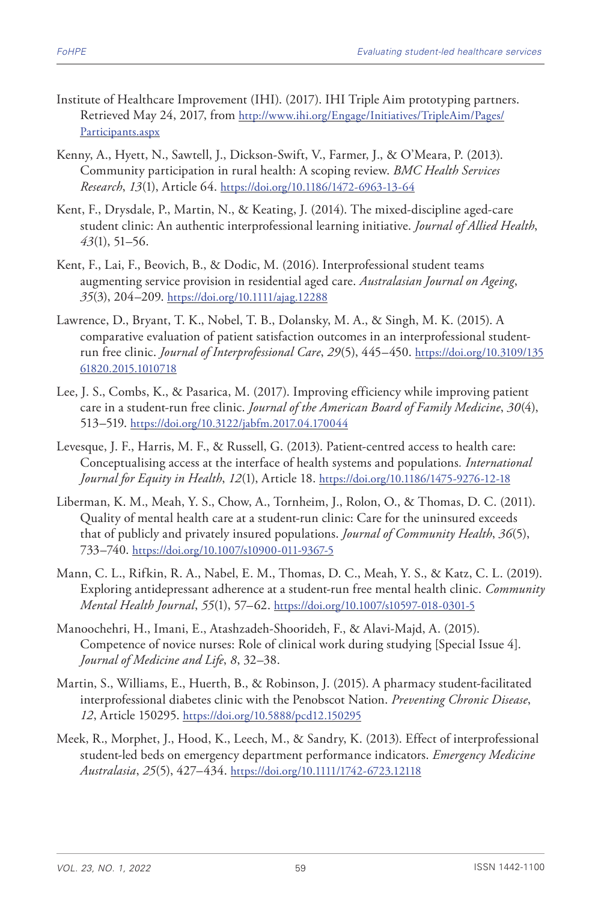Institute of Healthcare Improvement (IHI). (2017). IHI Triple Aim prototyping partners. Retrieved May 24, 2017, from http://www.ihi.org/Engage/Initiatives/TripleAim/Pages/Participants.aspx

Kenny, A., Hyett, N., Sawtell, J., Dickson-Swift, V., Farmer, J., & O'Meara, P. (2013). Community participation in rural health: A scoping review. *BMC Health Services Research*, *13*(1), Article 64. https://doi.org/10.1186/1472-6963-13-64

Kent, F., Drysdale, P., Martin, N., & Keating, J. (2014). The mixed-discipline aged-care student clinic: An authentic interprofessional learning initiative. *Journal of Allied Health*, *43*(1), 51–56.

Kent, F., Lai, F., Beovich, B., & Dodic, M. (2016). Interprofessional student teams augmenting service provision in residential aged care. *Australasian Journal on Ageing*, *35*(3), 204–209. https://doi.org/10.1111/ajag.12288

Lawrence, D., Bryant, T. K., Nobel, T. B., Dolansky, M. A., & Singh, M. K. (2015). A comparative evaluation of patient satisfaction outcomes in an interprofessional student-run free clinic. *Journal of Interprofessional Care*, *29*(5), 445–450. https://doi.org/10.3109/13561820.2015.1010718

Lee, J. S., Combs, K., & Pasarica, M. (2017). Improving efficiency while improving patient care in a student-run free clinic. *Journal of the American Board of Family Medicine*, *30*(4), 513–519. https://doi.org/10.3122/jabfm.2017.04.170044

Levesque, J. F., Harris, M. F., & Russell, G. (2013). Patient-centred access to health care: Conceptualising access at the interface of health systems and populations. *International Journal for Equity in Health*, *12*(1), Article 18. https://doi.org/10.1186/1475-9276-12-18

Liberman, K. M., Meah, Y. S., Chow, A., Tornheim, J., Rolon, O., & Thomas, D. C. (2011). Quality of mental health care at a student-run clinic: Care for the uninsured exceeds that of publicly and privately insured populations. *Journal of Community Health*, *36*(5), 733–740. https://doi.org/10.1007/s10900-011-9367-5

Mann, C. L., Rifkin, R. A., Nabel, E. M., Thomas, D. C., Meah, Y. S., & Katz, C. L. (2019). Exploring antidepressant adherence at a student-run free mental health clinic. *Community Mental Health Journal*, *55*(1), 57–62. https://doi.org/10.1007/s10597-018-0301-5

Manoochehri, H., Imani, E., Atashzadeh-Shoorideh, F., & Alavi-Majd, A. (2015). Competence of novice nurses: Role of clinical work during studying [Special Issue 4]. *Journal of Medicine and Life*, *8*, 32–38.

Martin, S., Williams, E., Huerth, B., & Robinson, J. (2015). A pharmacy student-facilitated interprofessional diabetes clinic with the Penobscot Nation. *Preventing Chronic Disease*, *12*, Article 150295. https://doi.org/10.5888/pcd12.150295

Meek, R., Morphet, J., Hood, K., Leech, M., & Sandry, K. (2013). Effect of interprofessional student-led beds on emergency department performance indicators. *Emergency Medicine Australasia*, *25*(5), 427–434. https://doi.org/10.1111/1742-6723.12118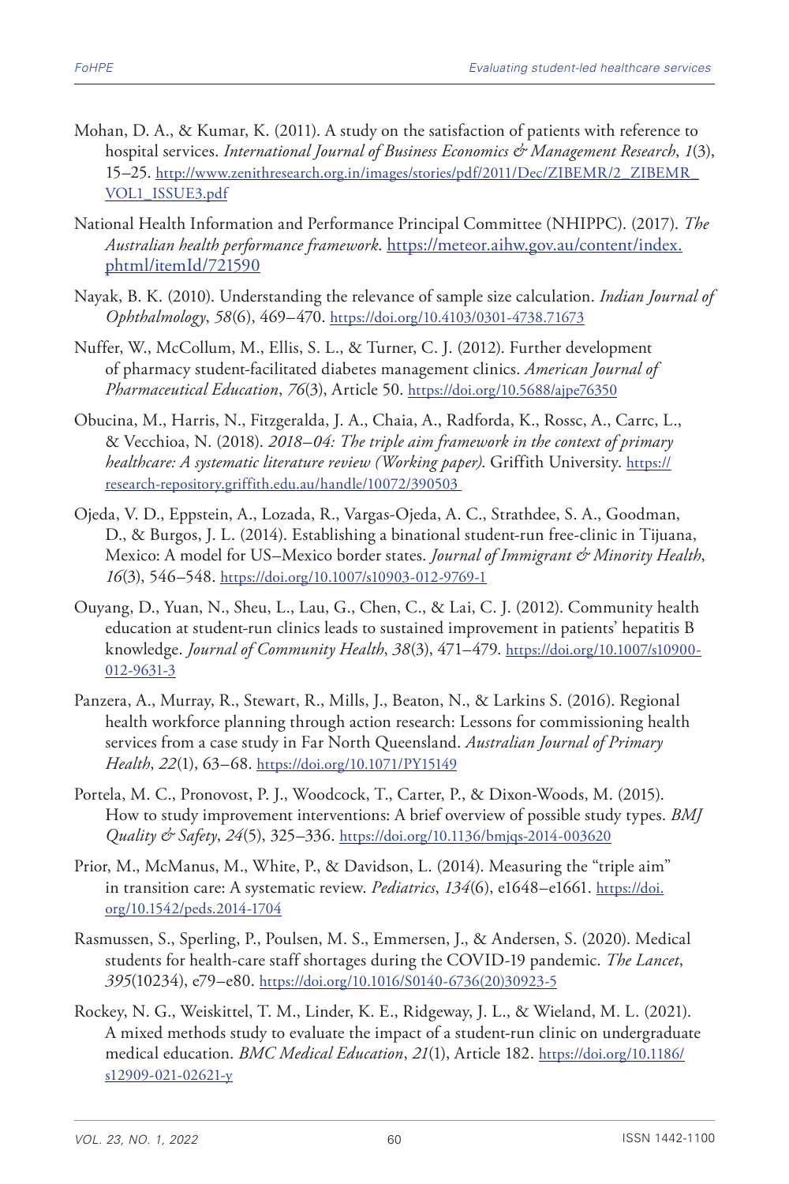Mohan, D. A., & Kumar, K. (2011). A study on the satisfaction of patients with reference to hospital services. *International Journal of Business Economics & Management Research*, *1*(3), 15–25. http://www.zenithresearch.org.in/images/stories/pdf/2011/Dec/ZIBEMR/2_ZIBEMR_VOL1_ISSUE3.pdf

National Health Information and Performance Principal Committee (NHIPPC). (2017). *The Australian health performance framework*. https://meteor.aihw.gov.au/content/index.phtml/itemId/721590

Nayak, B. K. (2010). Understanding the relevance of sample size calculation. *Indian Journal of Ophthalmology*, *58*(6), 469–470. https://doi.org/10.4103/0301-4738.71673

Nuffer, W., McCollum, M., Ellis, S. L., & Turner, C. J. (2012). Further development of pharmacy student-facilitated diabetes management clinics. *American Journal of Pharmaceutical Education*, *76*(3), Article 50. https://doi.org/10.5688/ajpe76350

Obucina, M., Harris, N., Fitzgeralda, J. A., Chaia, A., Radforda, K., Rossc, A., Carrc, L., & Vecchioa, N. (2018). *2018–04: The triple aim framework in the context of primary healthcare: A systematic literature review (Working paper)*. Griffith University. https://research-repository.griffith.edu.au/handle/10072/390503

Ojeda, V. D., Eppstein, A., Lozada, R., Vargas-Ojeda, A. C., Strathdee, S. A., Goodman, D., & Burgos, J. L. (2014). Establishing a binational student-run free-clinic in Tijuana, Mexico: A model for US–Mexico border states. *Journal of Immigrant & Minority Health*, *16*(3), 546–548. https://doi.org/10.1007/s10903-012-9769-1

Ouyang, D., Yuan, N., Sheu, L., Lau, G., Chen, C., & Lai, C. J. (2012). Community health education at student-run clinics leads to sustained improvement in patients' hepatitis B knowledge. *Journal of Community Health*, *38*(3), 471–479. https://doi.org/10.1007/s10900-012-9631-3

Panzera, A., Murray, R., Stewart, R., Mills, J., Beaton, N., & Larkins S. (2016). Regional health workforce planning through action research: Lessons for commissioning health services from a case study in Far North Queensland. *Australian Journal of Primary Health*, *22*(1), 63–68. https://doi.org/10.1071/PY15149

Portela, M. C., Pronovost, P. J., Woodcock, T., Carter, P., & Dixon-Woods, M. (2015). How to study improvement interventions: A brief overview of possible study types. *BMJ Quality & Safety*, *24*(5), 325–336. https://doi.org/10.1136/bmjqs-2014-003620

Prior, M., McManus, M., White, P., & Davidson, L. (2014). Measuring the "triple aim" in transition care: A systematic review. *Pediatrics*, *134*(6), e1648–e1661. https://doi.org/10.1542/peds.2014-1704

Rasmussen, S., Sperling, P., Poulsen, M. S., Emmersen, J., & Andersen, S. (2020). Medical students for health-care staff shortages during the COVID-19 pandemic. *The Lancet*, *395*(10234), e79–e80. https://doi.org/10.1016/S0140-6736(20)30923-5

Rockey, N. G., Weiskittel, T. M., Linder, K. E., Ridgeway, J. L., & Wieland, M. L. (2021). A mixed methods study to evaluate the impact of a student-run clinic on undergraduate medical education. *BMC Medical Education*, *21*(1), Article 182. https://doi.org/10.1186/s12909-021-02621-y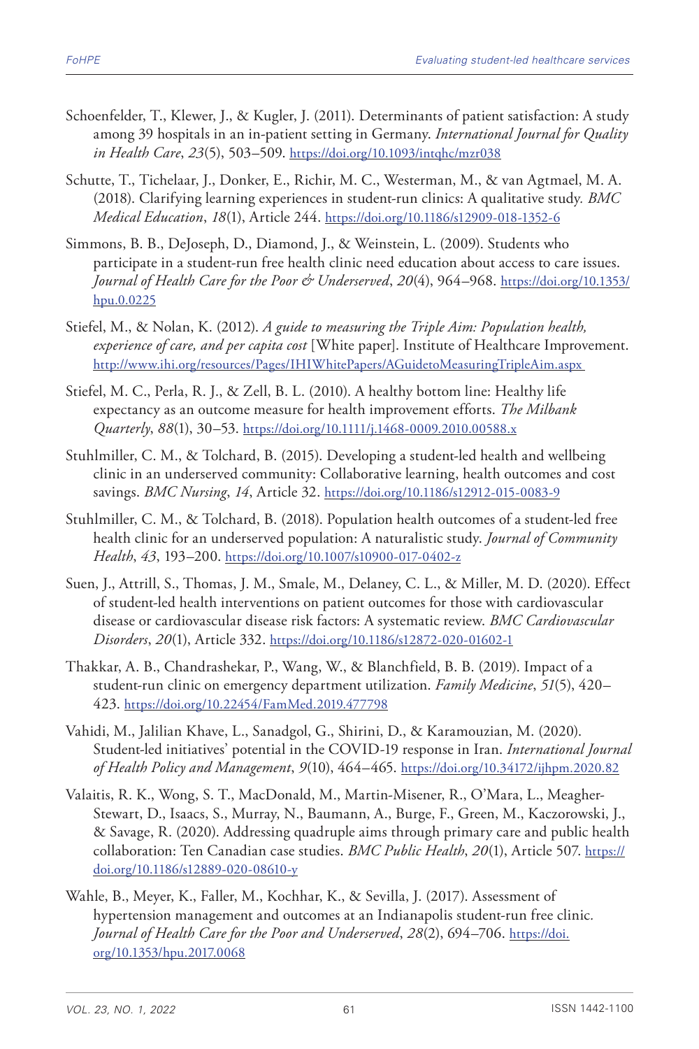Schoenfelder, T., Klewer, J., & Kugler, J. (2011). Determinants of patient satisfaction: A study among 39 hospitals in an in-patient setting in Germany. *International Journal for Quality in Health Care*, *23*(5), 503–509. https://doi.org/10.1093/intqhc/mzr038

Schutte, T., Tichelaar, J., Donker, E., Richir, M. C., Westerman, M., & van Agtmael, M. A. (2018). Clarifying learning experiences in student-run clinics: A qualitative study. *BMC Medical Education*, *18*(1), Article 244. https://doi.org/10.1186/s12909-018-1352-6

Simmons, B. B., DeJoseph, D., Diamond, J., & Weinstein, L. (2009). Students who participate in a student-run free health clinic need education about access to care issues. *Journal of Health Care for the Poor & Underserved*, *20*(4), 964–968. https://doi.org/10.1353/hpu.0.0225

Stiefel, M., & Nolan, K. (2012). *A guide to measuring the Triple Aim: Population health, experience of care, and per capita cost* [White paper]. Institute of Healthcare Improvement. http://www.ihi.org/resources/Pages/IHIWhitePapers/AGuidetoMeasuringTripleAim.aspx

Stiefel, M. C., Perla, R. J., & Zell, B. L. (2010). A healthy bottom line: Healthy life expectancy as an outcome measure for health improvement efforts. *The Milbank Quarterly*, *88*(1), 30–53. https://doi.org/10.1111/j.1468-0009.2010.00588.x

Stuhlmiller, C. M., & Tolchard, B. (2015). Developing a student-led health and wellbeing clinic in an underserved community: Collaborative learning, health outcomes and cost savings. *BMC Nursing*, *14*, Article 32. https://doi.org/10.1186/s12912-015-0083-9

Stuhlmiller, C. M., & Tolchard, B. (2018). Population health outcomes of a student-led free health clinic for an underserved population: A naturalistic study. *Journal of Community Health*, *43*, 193–200. https://doi.org/10.1007/s10900-017-0402-z

Suen, J., Attrill, S., Thomas, J. M., Smale, M., Delaney, C. L., & Miller, M. D. (2020). Effect of student-led health interventions on patient outcomes for those with cardiovascular disease or cardiovascular disease risk factors: A systematic review. *BMC Cardiovascular Disorders*, *20*(1), Article 332. https://doi.org/10.1186/s12872-020-01602-1

Thakkar, A. B., Chandrashekar, P., Wang, W., & Blanchfield, B. B. (2019). Impact of a student-run clinic on emergency department utilization. *Family Medicine*, *51*(5), 420–423. https://doi.org/10.22454/FamMed.2019.477798

Vahidi, M., Jalilian Khave, L., Sanadgol, G., Shirini, D., & Karamouzian, M. (2020). Student-led initiatives' potential in the COVID-19 response in Iran. *International Journal of Health Policy and Management*, *9*(10), 464–465. https://doi.org/10.34172/ijhpm.2020.82

Valaitis, R. K., Wong, S. T., MacDonald, M., Martin-Misener, R., O'Mara, L., Meagher-Stewart, D., Isaacs, S., Murray, N., Baumann, A., Burge, F., Green, M., Kaczorowski, J., & Savage, R. (2020). Addressing quadruple aims through primary care and public health collaboration: Ten Canadian case studies. *BMC Public Health*, *20*(1), Article 507. https://doi.org/10.1186/s12889-020-08610-y

Wahle, B., Meyer, K., Faller, M., Kochhar, K., & Sevilla, J. (2017). Assessment of hypertension management and outcomes at an Indianapolis student-run free clinic. *Journal of Health Care for the Poor and Underserved*, *28*(2), 694–706. https://doi.org/10.1353/hpu.2017.0068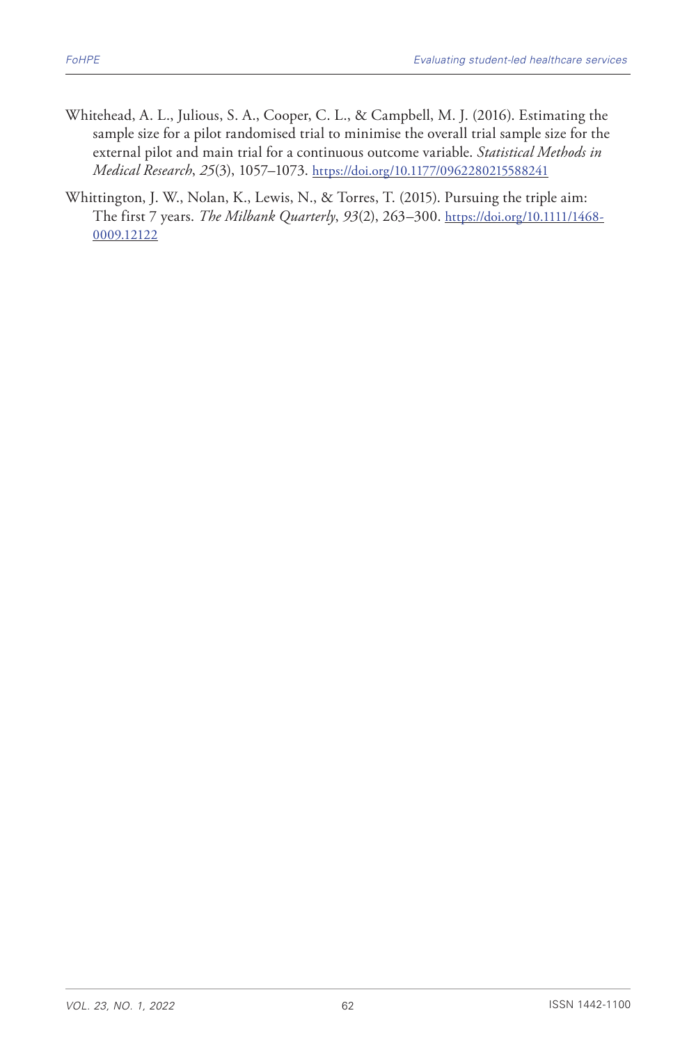Whitehead, A. L., Julious, S. A., Cooper, C. L., & Campbell, M. J. (2016). Estimating the sample size for a pilot randomised trial to minimise the overall trial sample size for the external pilot and main trial for a continuous outcome variable. *Statistical Methods in Medical Research*, *25*(3), 1057–1073. https://doi.org/10.1177/0962280215588241

Whittington, J. W., Nolan, K., Lewis, N., & Torres, T. (2015). Pursuing the triple aim: The first 7 years. *The Milbank Quarterly*, *93*(2), 263–300. https://doi.org/10.1111/1468-0009.12122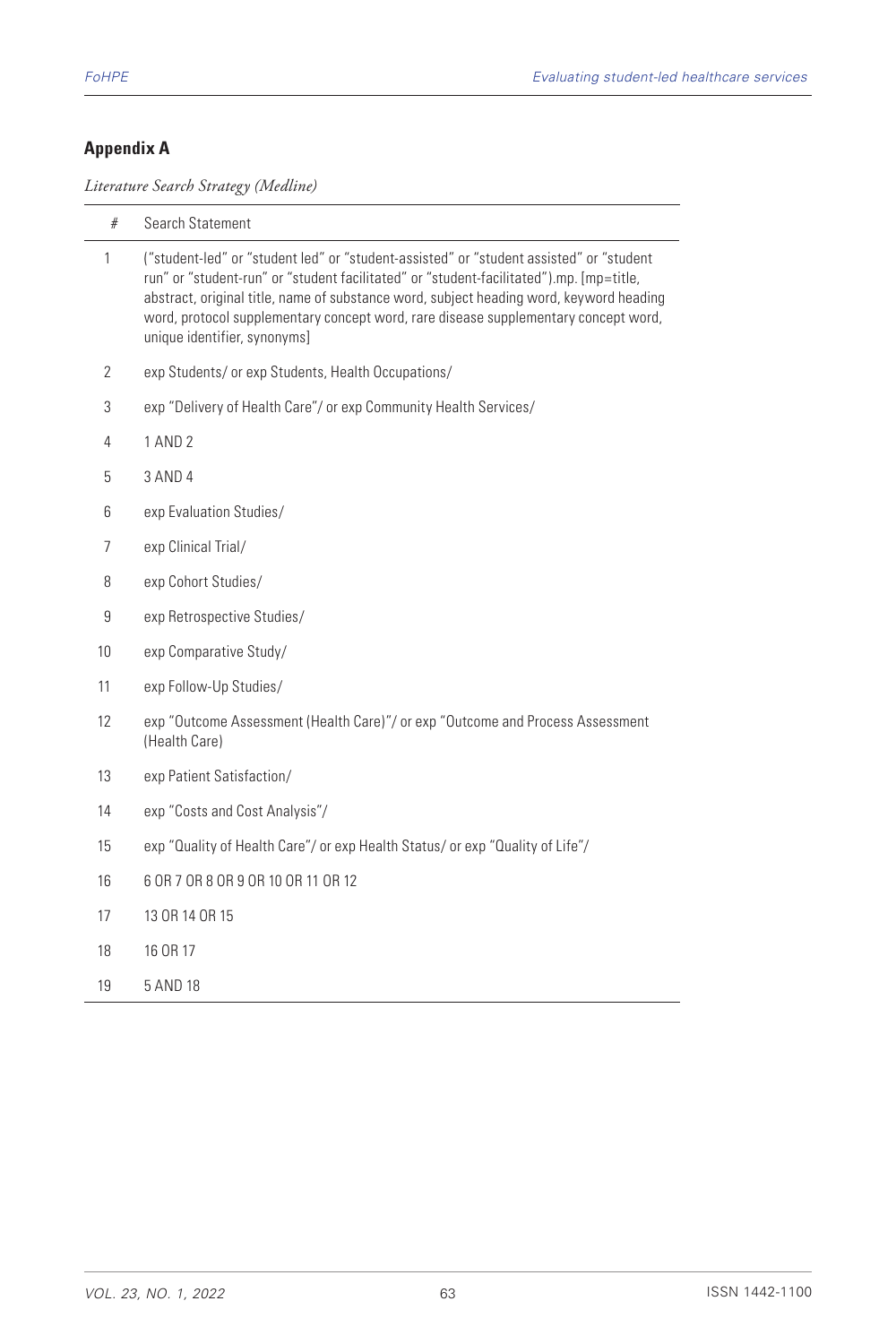## Appendix A

*Literature Search Strategy (Medline)*

| # | Search Statement |
|---|---|
| 1 | ("student-led" or "student led" or "student-assisted" or "student assisted" or "student run" or "student-run" or "student facilitated" or "student-facilitated").mp. [mp=title, abstract, original title, name of substance word, subject heading word, keyword heading word, protocol supplementary concept word, rare disease supplementary concept word, unique identifier, synonyms] |
| 2 | exp Students/ or exp Students, Health Occupations/ |
| 3 | exp "Delivery of Health Care"/ or exp Community Health Services/ |
| 4 | 1 AND 2 |
| 5 | 3 AND 4 |
| 6 | exp Evaluation Studies/ |
| 7 | exp Clinical Trial/ |
| 8 | exp Cohort Studies/ |
| 9 | exp Retrospective Studies/ |
| 10 | exp Comparative Study/ |
| 11 | exp Follow-Up Studies/ |
| 12 | exp "Outcome Assessment (Health Care)"/ or exp "Outcome and Process Assessment (Health Care) |
| 13 | exp Patient Satisfaction/ |
| 14 | exp "Costs and Cost Analysis"/ |
| 15 | exp "Quality of Health Care"/ or exp Health Status/ or exp "Quality of Life"/ |
| 16 | 6 OR 7 OR 8 OR 9 OR 10 OR 11 OR 12 |
| 17 | 13 OR 14 OR 15 |
| 18 | 16 OR 17 |
| 19 | 5 AND 18 |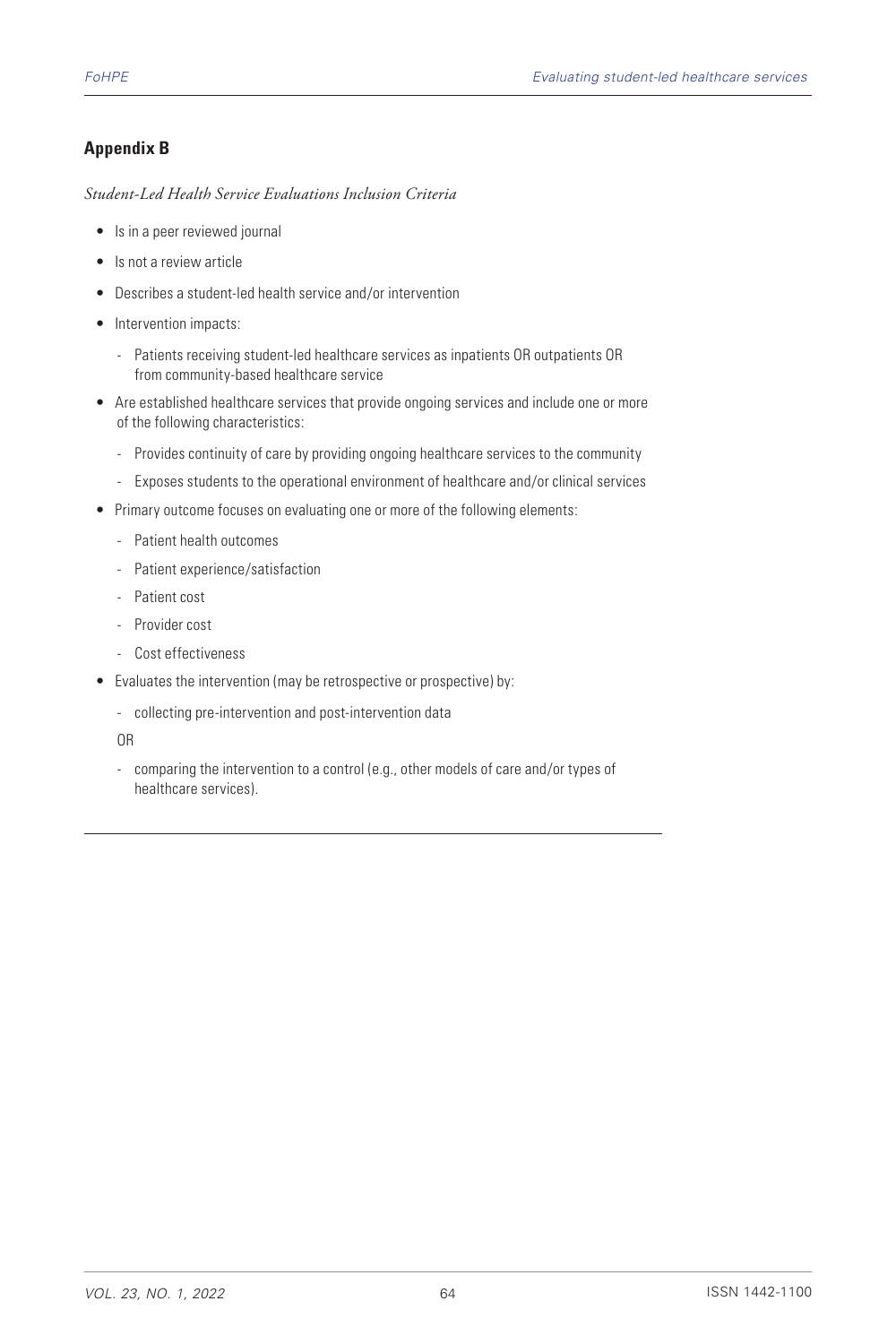## Appendix B

*Student-Led Health Service Evaluations Inclusion Criteria*

- Is in a peer reviewed journal
- Is not a review article
- Describes a student-led health service and/or intervention
- Intervention impacts:
  - Patients receiving student-led healthcare services as inpatients OR outpatients OR from community-based healthcare service
- Are established healthcare services that provide ongoing services and include one or more of the following characteristics:
  - Provides continuity of care by providing ongoing healthcare services to the community
  - Exposes students to the operational environment of healthcare and/or clinical services
- Primary outcome focuses on evaluating one or more of the following elements:
  - Patient health outcomes
  - Patient experience/satisfaction
  - Patient cost
  - Provider cost
  - Cost effectiveness
- Evaluates the intervention (may be retrospective or prospective) by:
  - collecting pre-intervention and post-intervention data

  OR

  - comparing the intervention to a control (e.g., other models of care and/or types of healthcare services).